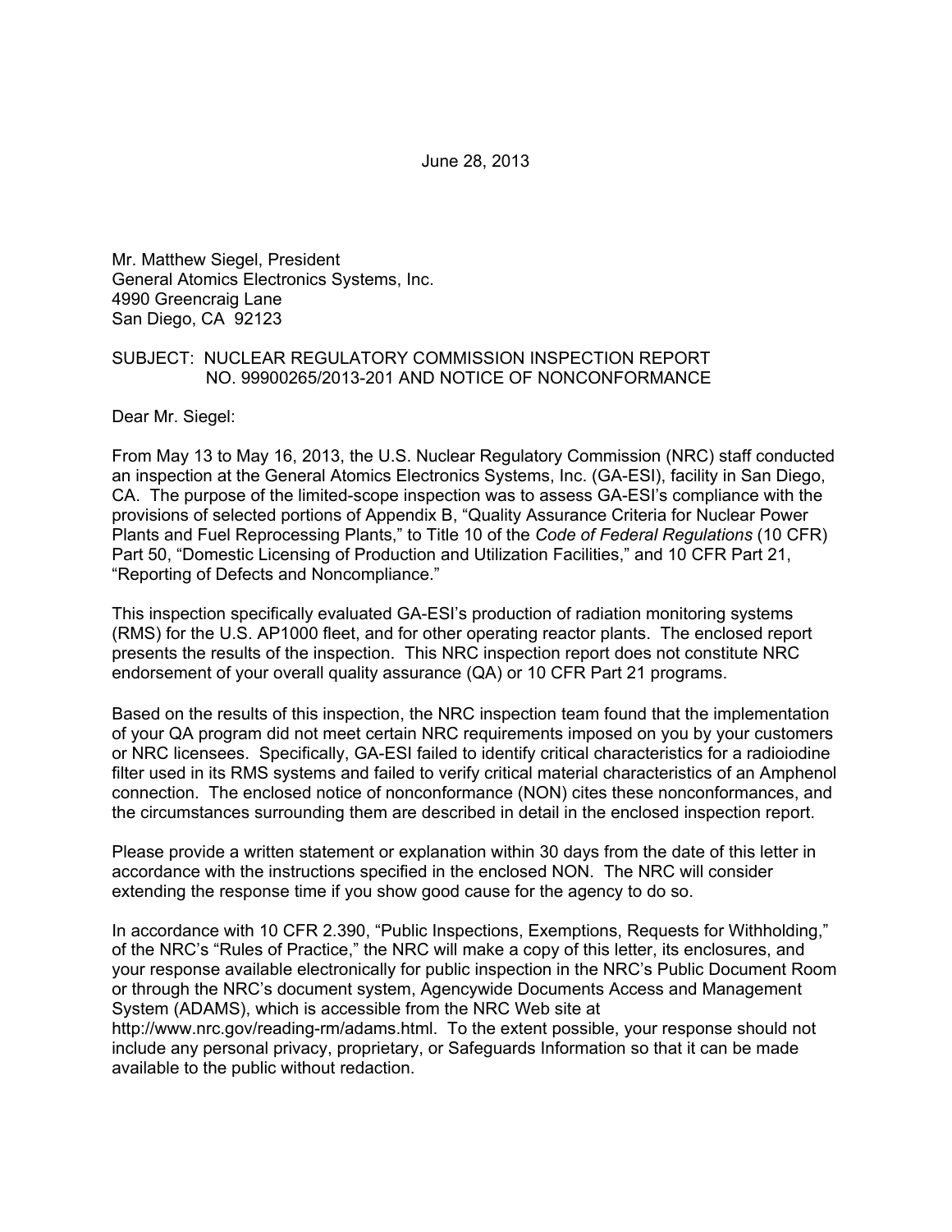June 28, 2013

Mr. Matthew Siegel, President
General Atomics Electronics Systems, Inc.
4990 Greencraig Lane
San Diego, CA 92123

SUBJECT: NUCLEAR REGULATORY COMMISSION INSPECTION REPORT NO. 99900265/2013-201 AND NOTICE OF NONCONFORMANCE

Dear Mr. Siegel:

From May 13 to May 16, 2013, the U.S. Nuclear Regulatory Commission (NRC) staff conducted an inspection at the General Atomics Electronics Systems, Inc. (GA-ESI), facility in San Diego, CA. The purpose of the limited-scope inspection was to assess GA-ESI's compliance with the provisions of selected portions of Appendix B, "Quality Assurance Criteria for Nuclear Power Plants and Fuel Reprocessing Plants," to Title 10 of the *Code of Federal Regulations* (10 CFR) Part 50, "Domestic Licensing of Production and Utilization Facilities," and 10 CFR Part 21, "Reporting of Defects and Noncompliance."

This inspection specifically evaluated GA-ESI's production of radiation monitoring systems (RMS) for the U.S. AP1000 fleet, and for other operating reactor plants. The enclosed report presents the results of the inspection. This NRC inspection report does not constitute NRC endorsement of your overall quality assurance (QA) or 10 CFR Part 21 programs.

Based on the results of this inspection, the NRC inspection team found that the implementation of your QA program did not meet certain NRC requirements imposed on you by your customers or NRC licensees. Specifically, GA-ESI failed to identify critical characteristics for a radioiodine filter used in its RMS systems and failed to verify critical material characteristics of an Amphenol connection. The enclosed notice of nonconformance (NON) cites these nonconformances, and the circumstances surrounding them are described in detail in the enclosed inspection report.

Please provide a written statement or explanation within 30 days from the date of this letter in accordance with the instructions specified in the enclosed NON. The NRC will consider extending the response time if you show good cause for the agency to do so.

In accordance with 10 CFR 2.390, "Public Inspections, Exemptions, Requests for Withholding," of the NRC's "Rules of Practice," the NRC will make a copy of this letter, its enclosures, and your response available electronically for public inspection in the NRC's Public Document Room or through the NRC's document system, Agencywide Documents Access and Management System (ADAMS), which is accessible from the NRC Web site at http://www.nrc.gov/reading-rm/adams.html. To the extent possible, your response should not include any personal privacy, proprietary, or Safeguards Information so that it can be made available to the public without redaction.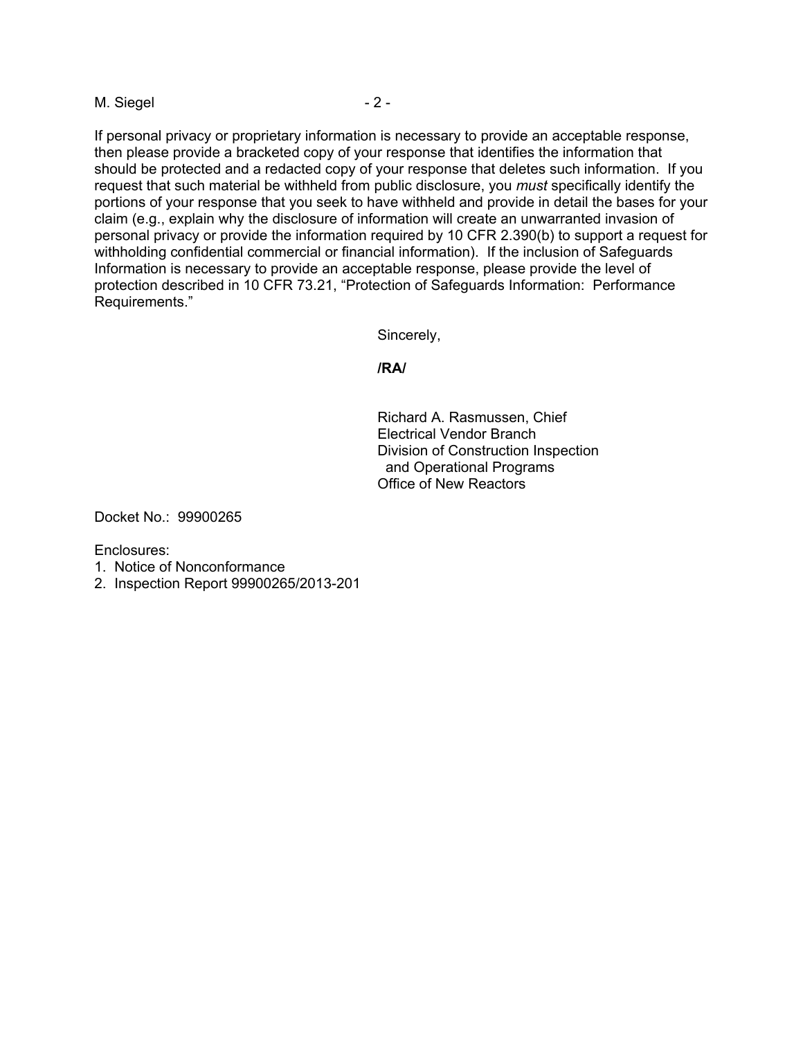If personal privacy or proprietary information is necessary to provide an acceptable response, then please provide a bracketed copy of your response that identifies the information that should be protected and a redacted copy of your response that deletes such information. If you request that such material be withheld from public disclosure, you *must* specifically identify the portions of your response that you seek to have withheld and provide in detail the bases for your claim (e.g., explain why the disclosure of information will create an unwarranted invasion of personal privacy or provide the information required by 10 CFR 2.390(b) to support a request for withholding confidential commercial or financial information). If the inclusion of Safeguards Information is necessary to provide an acceptable response, please provide the level of protection described in 10 CFR 73.21, "Protection of Safeguards Information: Performance Requirements."

Sincerely,

**/RA/**

Richard A. Rasmussen, Chief
Electrical Vendor Branch
Division of Construction Inspection
and Operational Programs
Office of New Reactors

Docket No.: 99900265

Enclosures:
1. Notice of Nonconformance
2. Inspection Report 99900265/2013-201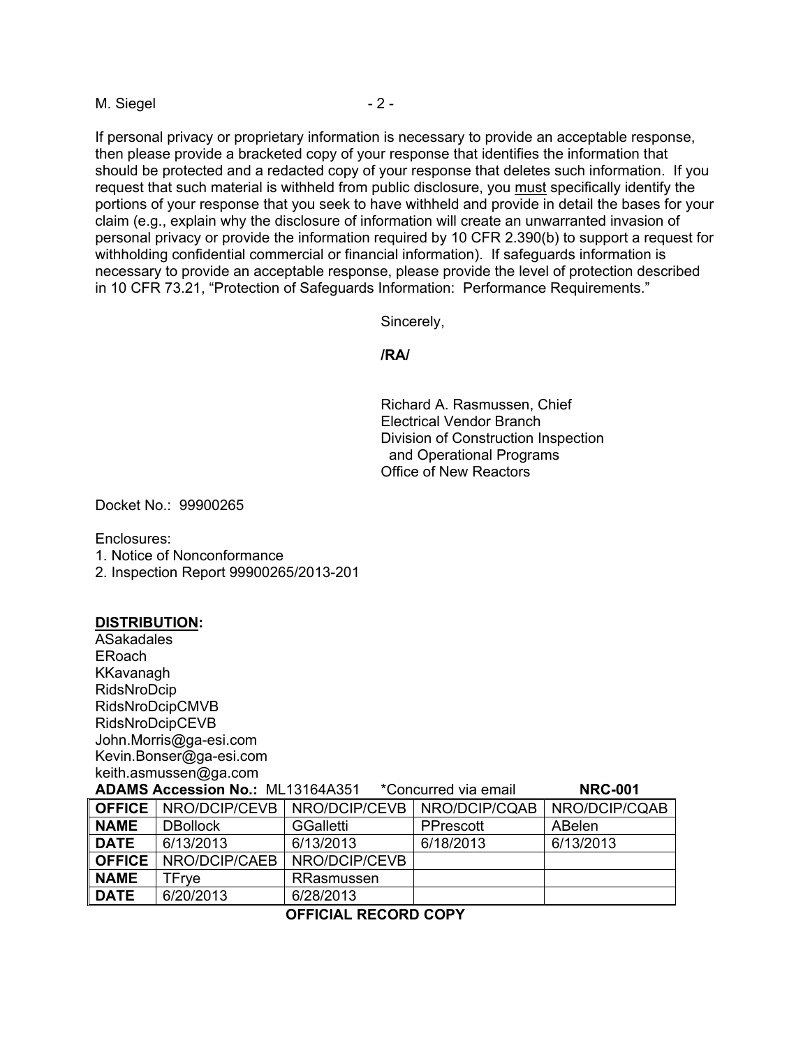If personal privacy or proprietary information is necessary to provide an acceptable response, then please provide a bracketed copy of your response that identifies the information that should be protected and a redacted copy of your response that deletes such information. If you request that such material is withheld from public disclosure, you must specifically identify the portions of your response that you seek to have withheld and provide in detail the bases for your claim (e.g., explain why the disclosure of information will create an unwarranted invasion of personal privacy or provide the information required by 10 CFR 2.390(b) to support a request for withholding confidential commercial or financial information). If safeguards information is necessary to provide an acceptable response, please provide the level of protection described in 10 CFR 73.21, "Protection of Safeguards Information: Performance Requirements."

Sincerely,

**/RA/**

Richard A. Rasmussen, Chief
Electrical Vendor Branch
Division of Construction Inspection
and Operational Programs
Office of New Reactors

Docket No.: 99900265

Enclosures:
1. Notice of Nonconformance
2. Inspection Report 99900265/2013-201

**DISTRIBUTION:**
ASakadales
ERoach
KKavanagh
RidsNroDcip
RidsNroDcipCMVB
RidsNroDcipCEVB
John.Morris@ga-esi.com
Kevin.Bonser@ga-esi.com
keith.asmussen@ga.com

**ADAMS Accession No.:** ML13164A351 *Concurred via email **NRC-001**

| | | | | |
|---|---|---|---|---|
| **OFFICE** | NRO/DCIP/CEVB | NRO/DCIP/CEVB | NRO/DCIP/CQAB | NRO/DCIP/CQAB |
| **NAME** | DBollock | GGalletti | PPrescott | ABelen |
| **DATE** | 6/13/2013 | 6/13/2013 | 6/18/2013 | 6/13/2013 |
| **OFFICE** | NRO/DCIP/CAEB | NRO/DCIP/CEVB | | |
| **NAME** | TFrye | RRasmussen | | |
| **DATE** | 6/20/2013 | 6/28/2013 | | |

**OFFICIAL RECORD COPY**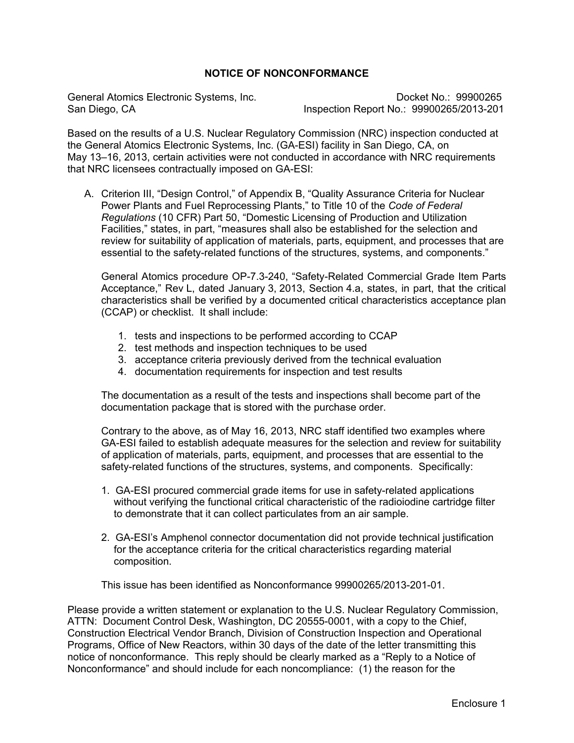# NOTICE OF NONCONFORMANCE

General Atomics Electronic Systems, Inc. — Docket No.: 99900265
San Diego, CA — Inspection Report No.: 99900265/2013-201

Based on the results of a U.S. Nuclear Regulatory Commission (NRC) inspection conducted at the General Atomics Electronic Systems, Inc. (GA-ESI) facility in San Diego, CA, on May 13–16, 2013, certain activities were not conducted in accordance with NRC requirements that NRC licensees contractually imposed on GA-ESI:

A. Criterion III, "Design Control," of Appendix B, "Quality Assurance Criteria for Nuclear Power Plants and Fuel Reprocessing Plants," to Title 10 of the *Code of Federal Regulations* (10 CFR) Part 50, "Domestic Licensing of Production and Utilization Facilities," states, in part, "measures shall also be established for the selection and review for suitability of application of materials, parts, equipment, and processes that are essential to the safety-related functions of the structures, systems, and components."

   General Atomics procedure OP-7.3-240, "Safety-Related Commercial Grade Item Parts Acceptance," Rev L, dated January 3, 2013, Section 4.a, states, in part, that the critical characteristics shall be verified by a documented critical characteristics acceptance plan (CCAP) or checklist. It shall include:

   1. tests and inspections to be performed according to CCAP
   2. test methods and inspection techniques to be used
   3. acceptance criteria previously derived from the technical evaluation
   4. documentation requirements for inspection and test results

   The documentation as a result of the tests and inspections shall become part of the documentation package that is stored with the purchase order.

   Contrary to the above, as of May 16, 2013, NRC staff identified two examples where GA-ESI failed to establish adequate measures for the selection and review for suitability of application of materials, parts, equipment, and processes that are essential to the safety-related functions of the structures, systems, and components. Specifically:

   1. GA-ESI procured commercial grade items for use in safety-related applications without verifying the functional critical characteristic of the radioiodine cartridge filter to demonstrate that it can collect particulates from an air sample.
   2. GA-ESI's Amphenol connector documentation did not provide technical justification for the acceptance criteria for the critical characteristics regarding material composition.

   This issue has been identified as Nonconformance 99900265/2013-201-01.

Please provide a written statement or explanation to the U.S. Nuclear Regulatory Commission, ATTN: Document Control Desk, Washington, DC 20555-0001, with a copy to the Chief, Construction Electrical Vendor Branch, Division of Construction Inspection and Operational Programs, Office of New Reactors, within 30 days of the date of the letter transmitting this notice of nonconformance. This reply should be clearly marked as a "Reply to a Notice of Nonconformance" and should include for each noncompliance: (1) the reason for the

Enclosure 1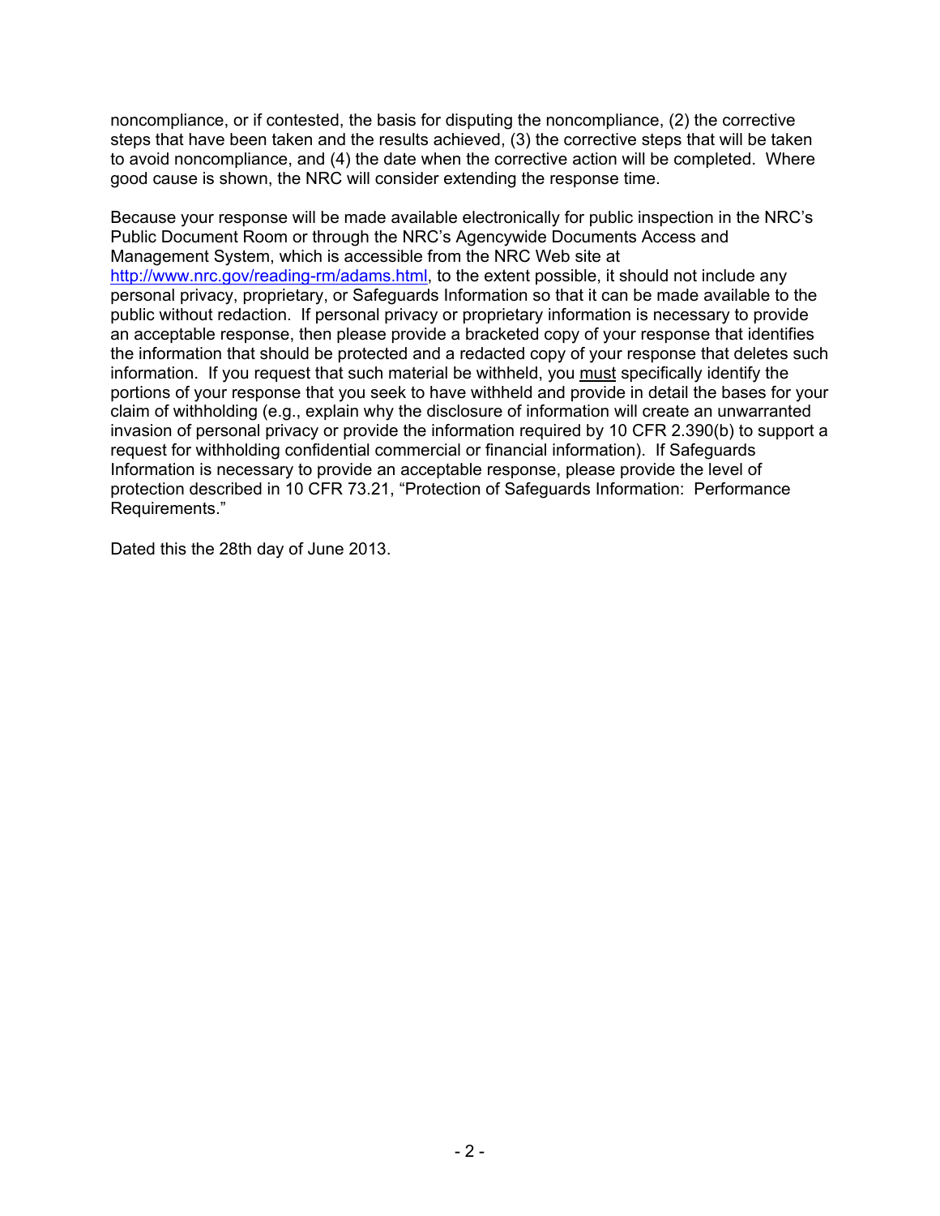noncompliance, or if contested, the basis for disputing the noncompliance, (2) the corrective steps that have been taken and the results achieved, (3) the corrective steps that will be taken to avoid noncompliance, and (4) the date when the corrective action will be completed. Where good cause is shown, the NRC will consider extending the response time.

Because your response will be made available electronically for public inspection in the NRC's Public Document Room or through the NRC's Agencywide Documents Access and Management System, which is accessible from the NRC Web site at http://www.nrc.gov/reading-rm/adams.html, to the extent possible, it should not include any personal privacy, proprietary, or Safeguards Information so that it can be made available to the public without redaction. If personal privacy or proprietary information is necessary to provide an acceptable response, then please provide a bracketed copy of your response that identifies the information that should be protected and a redacted copy of your response that deletes such information. If you request that such material be withheld, you <u>must</u> specifically identify the portions of your response that you seek to have withheld and provide in detail the bases for your claim of withholding (e.g., explain why the disclosure of information will create an unwarranted invasion of personal privacy or provide the information required by 10 CFR 2.390(b) to support a request for withholding confidential commercial or financial information). If Safeguards Information is necessary to provide an acceptable response, please provide the level of protection described in 10 CFR 73.21, "Protection of Safeguards Information: Performance Requirements."

Dated this the 28th day of June 2013.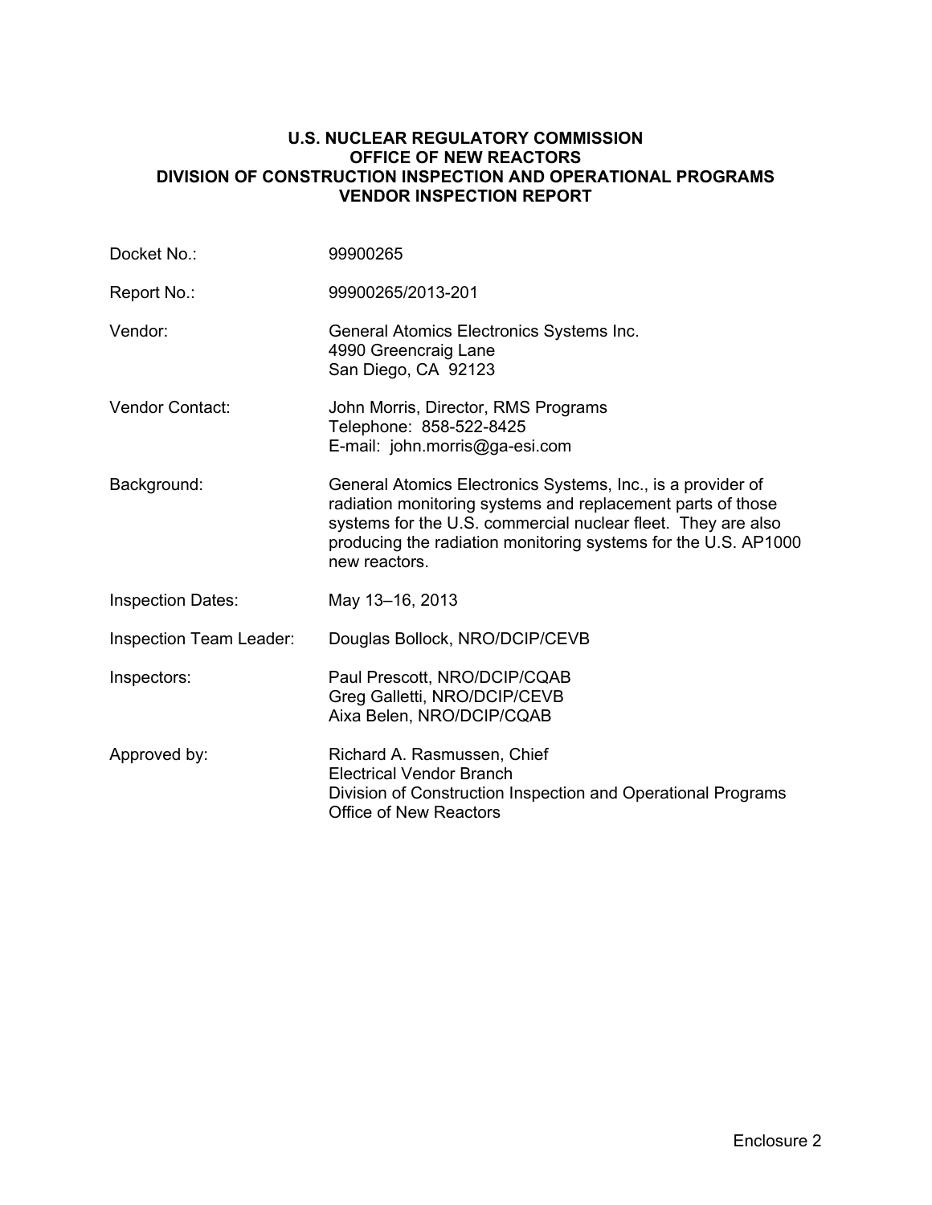**U.S. NUCLEAR REGULATORY COMMISSION**
**OFFICE OF NEW REACTORS**
**DIVISION OF CONSTRUCTION INSPECTION AND OPERATIONAL PROGRAMS**
**VENDOR INSPECTION REPORT**

| | |
|---|---|
| Docket No.: | 99900265 |
| Report No.: | 99900265/2013-201 |
| Vendor: | General Atomics Electronics Systems Inc.<br>4990 Greencraig Lane<br>San Diego, CA 92123 |
| Vendor Contact: | John Morris, Director, RMS Programs<br>Telephone: 858-522-8425<br>E-mail: john.morris@ga-esi.com |
| Background: | General Atomics Electronics Systems, Inc., is a provider of radiation monitoring systems and replacement parts of those systems for the U.S. commercial nuclear fleet. They are also producing the radiation monitoring systems for the U.S. AP1000 new reactors. |
| Inspection Dates: | May 13–16, 2013 |
| Inspection Team Leader: | Douglas Bollock, NRO/DCIP/CEVB |
| Inspectors: | Paul Prescott, NRO/DCIP/CQAB<br>Greg Galletti, NRO/DCIP/CEVB<br>Aixa Belen, NRO/DCIP/CQAB |
| Approved by: | Richard A. Rasmussen, Chief<br>Electrical Vendor Branch<br>Division of Construction Inspection and Operational Programs<br>Office of New Reactors |

Enclosure 2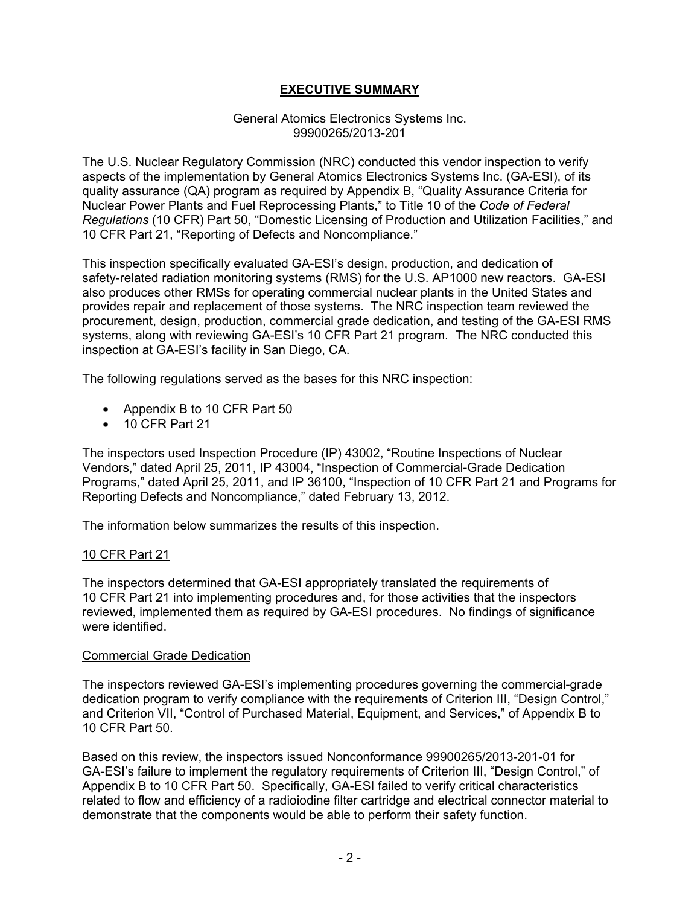## EXECUTIVE SUMMARY

General Atomics Electronics Systems Inc.
99900265/2013-201

The U.S. Nuclear Regulatory Commission (NRC) conducted this vendor inspection to verify aspects of the implementation by General Atomics Electronics Systems Inc. (GA-ESI), of its quality assurance (QA) program as required by Appendix B, "Quality Assurance Criteria for Nuclear Power Plants and Fuel Reprocessing Plants," to Title 10 of the *Code of Federal Regulations* (10 CFR) Part 50, "Domestic Licensing of Production and Utilization Facilities," and 10 CFR Part 21, "Reporting of Defects and Noncompliance."

This inspection specifically evaluated GA-ESI's design, production, and dedication of safety-related radiation monitoring systems (RMS) for the U.S. AP1000 new reactors. GA-ESI also produces other RMSs for operating commercial nuclear plants in the United States and provides repair and replacement of those systems. The NRC inspection team reviewed the procurement, design, production, commercial grade dedication, and testing of the GA-ESI RMS systems, along with reviewing GA-ESI's 10 CFR Part 21 program. The NRC conducted this inspection at GA-ESI's facility in San Diego, CA.

The following regulations served as the bases for this NRC inspection:

- Appendix B to 10 CFR Part 50
- 10 CFR Part 21

The inspectors used Inspection Procedure (IP) 43002, "Routine Inspections of Nuclear Vendors," dated April 25, 2011, IP 43004, "Inspection of Commercial-Grade Dedication Programs," dated April 25, 2011, and IP 36100, "Inspection of 10 CFR Part 21 and Programs for Reporting Defects and Noncompliance," dated February 13, 2012.

The information below summarizes the results of this inspection.

### 10 CFR Part 21

The inspectors determined that GA-ESI appropriately translated the requirements of 10 CFR Part 21 into implementing procedures and, for those activities that the inspectors reviewed, implemented them as required by GA-ESI procedures. No findings of significance were identified.

### Commercial Grade Dedication

The inspectors reviewed GA-ESI's implementing procedures governing the commercial-grade dedication program to verify compliance with the requirements of Criterion III, "Design Control," and Criterion VII, "Control of Purchased Material, Equipment, and Services," of Appendix B to 10 CFR Part 50.

Based on this review, the inspectors issued Nonconformance 99900265/2013-201-01 for GA-ESI's failure to implement the regulatory requirements of Criterion III, "Design Control," of Appendix B to 10 CFR Part 50. Specifically, GA-ESI failed to verify critical characteristics related to flow and efficiency of a radioiodine filter cartridge and electrical connector material to demonstrate that the components would be able to perform their safety function.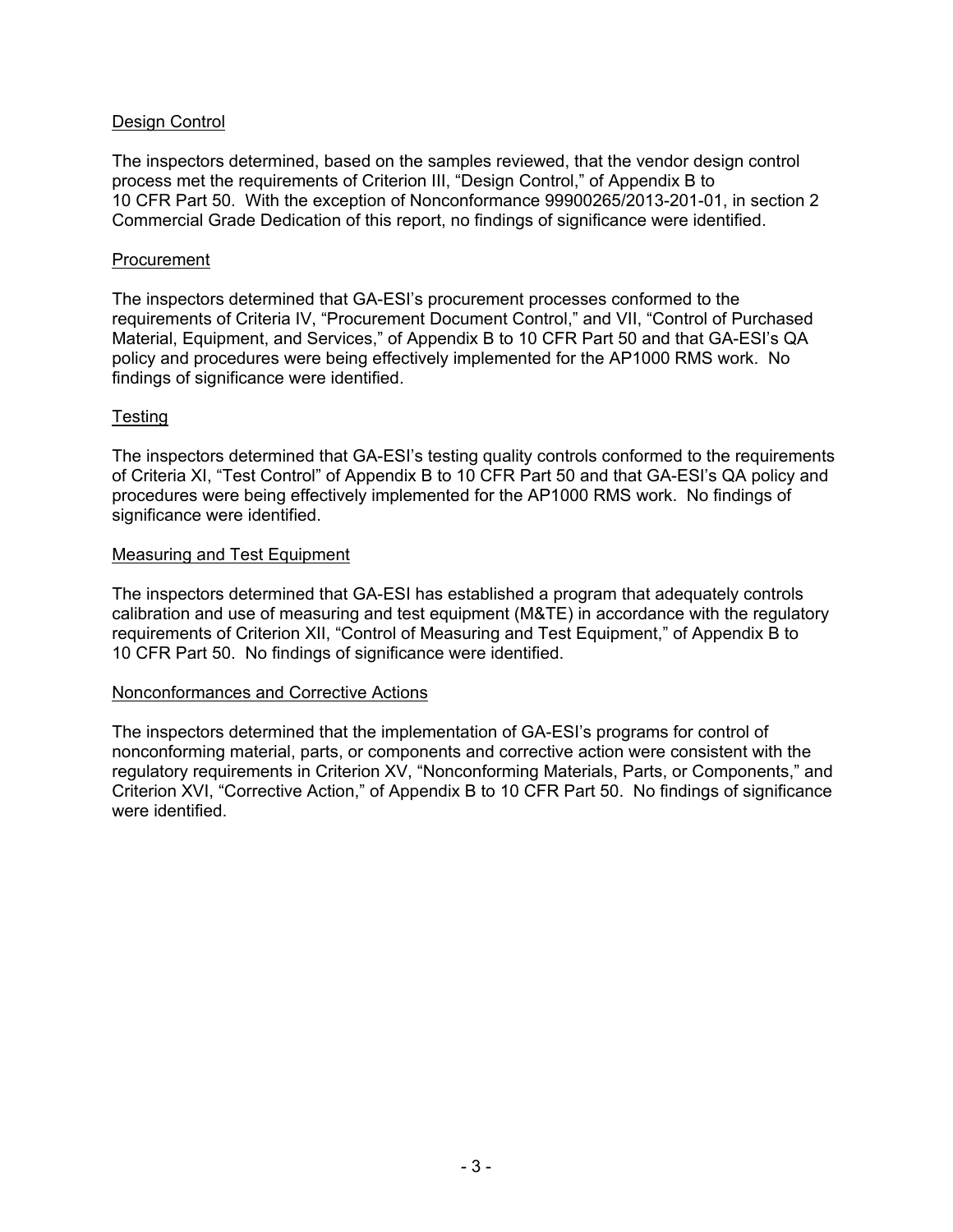Design Control

The inspectors determined, based on the samples reviewed, that the vendor design control process met the requirements of Criterion III, “Design Control,” of Appendix B to 10 CFR Part 50. With the exception of Nonconformance 99900265/2013-201-01, in section 2 Commercial Grade Dedication of this report, no findings of significance were identified.

Procurement

The inspectors determined that GA-ESI’s procurement processes conformed to the requirements of Criteria IV, “Procurement Document Control,” and VII, “Control of Purchased Material, Equipment, and Services,” of Appendix B to 10 CFR Part 50 and that GA-ESI’s QA policy and procedures were being effectively implemented for the AP1000 RMS work. No findings of significance were identified.

Testing

The inspectors determined that GA-ESI’s testing quality controls conformed to the requirements of Criteria XI, “Test Control” of Appendix B to 10 CFR Part 50 and that GA-ESI’s QA policy and procedures were being effectively implemented for the AP1000 RMS work. No findings of significance were identified.

Measuring and Test Equipment

The inspectors determined that GA-ESI has established a program that adequately controls calibration and use of measuring and test equipment (M&TE) in accordance with the regulatory requirements of Criterion XII, “Control of Measuring and Test Equipment,” of Appendix B to 10 CFR Part 50. No findings of significance were identified.

Nonconformances and Corrective Actions

The inspectors determined that the implementation of GA-ESI’s programs for control of nonconforming material, parts, or components and corrective action were consistent with the regulatory requirements in Criterion XV, “Nonconforming Materials, Parts, or Components,” and Criterion XVI, “Corrective Action,” of Appendix B to 10 CFR Part 50. No findings of significance were identified.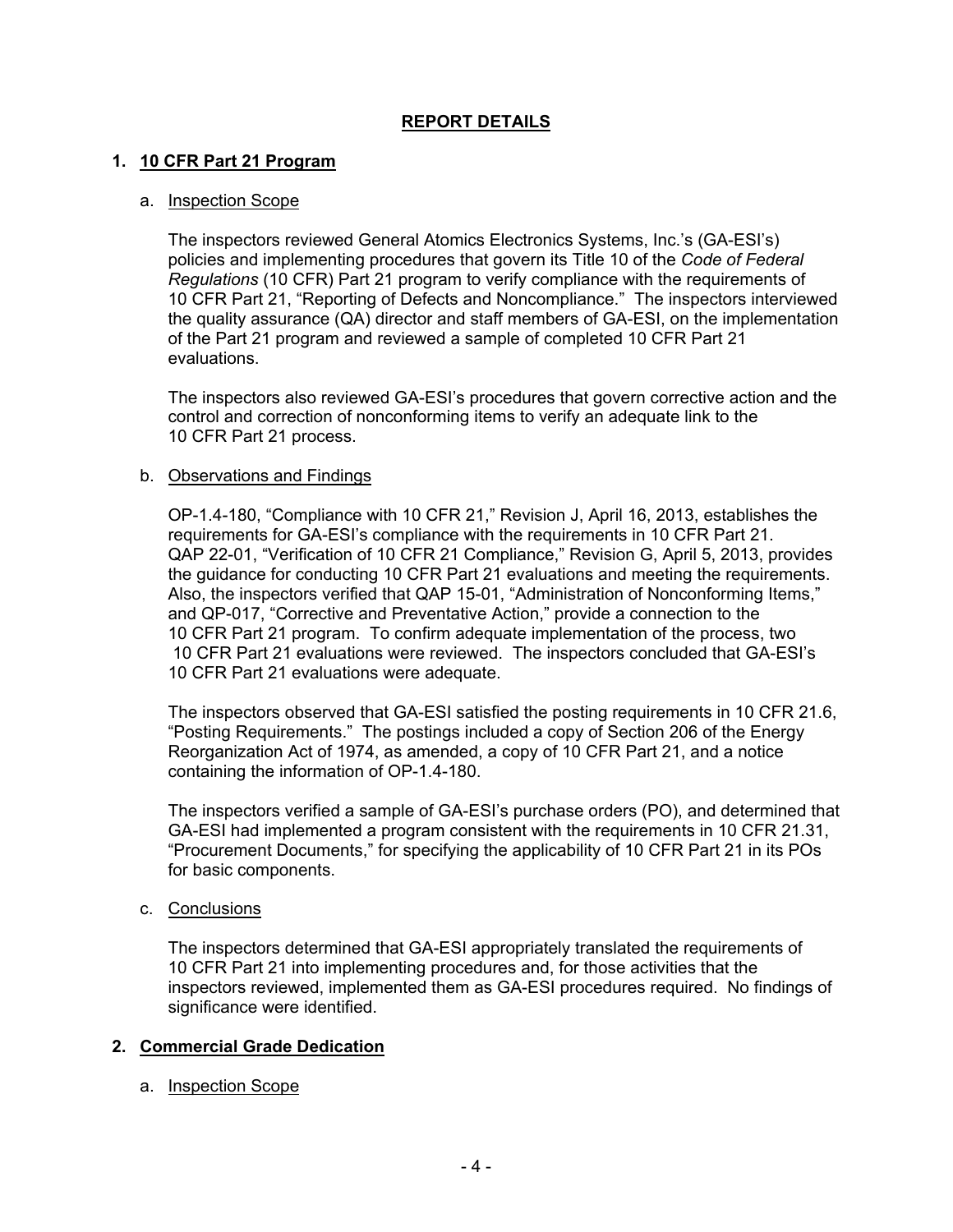## REPORT DETAILS

### 1. 10 CFR Part 21 Program

a. Inspection Scope

The inspectors reviewed General Atomics Electronics Systems, Inc.'s (GA-ESI's) policies and implementing procedures that govern its Title 10 of the *Code of Federal Regulations* (10 CFR) Part 21 program to verify compliance with the requirements of 10 CFR Part 21, "Reporting of Defects and Noncompliance." The inspectors interviewed the quality assurance (QA) director and staff members of GA-ESI, on the implementation of the Part 21 program and reviewed a sample of completed 10 CFR Part 21 evaluations.

The inspectors also reviewed GA-ESI's procedures that govern corrective action and the control and correction of nonconforming items to verify an adequate link to the 10 CFR Part 21 process.

b. Observations and Findings

OP-1.4-180, "Compliance with 10 CFR 21," Revision J, April 16, 2013, establishes the requirements for GA-ESI's compliance with the requirements in 10 CFR Part 21. QAP 22-01, "Verification of 10 CFR 21 Compliance," Revision G, April 5, 2013, provides the guidance for conducting 10 CFR Part 21 evaluations and meeting the requirements. Also, the inspectors verified that QAP 15-01, "Administration of Nonconforming Items," and QP-017, "Corrective and Preventative Action," provide a connection to the 10 CFR Part 21 program. To confirm adequate implementation of the process, two 10 CFR Part 21 evaluations were reviewed. The inspectors concluded that GA-ESI's 10 CFR Part 21 evaluations were adequate.

The inspectors observed that GA-ESI satisfied the posting requirements in 10 CFR 21.6, "Posting Requirements." The postings included a copy of Section 206 of the Energy Reorganization Act of 1974, as amended, a copy of 10 CFR Part 21, and a notice containing the information of OP-1.4-180.

The inspectors verified a sample of GA-ESI's purchase orders (PO), and determined that GA-ESI had implemented a program consistent with the requirements in 10 CFR 21.31, "Procurement Documents," for specifying the applicability of 10 CFR Part 21 in its POs for basic components.

c. Conclusions

The inspectors determined that GA-ESI appropriately translated the requirements of 10 CFR Part 21 into implementing procedures and, for those activities that the inspectors reviewed, implemented them as GA-ESI procedures required. No findings of significance were identified.

### 2. Commercial Grade Dedication

a. Inspection Scope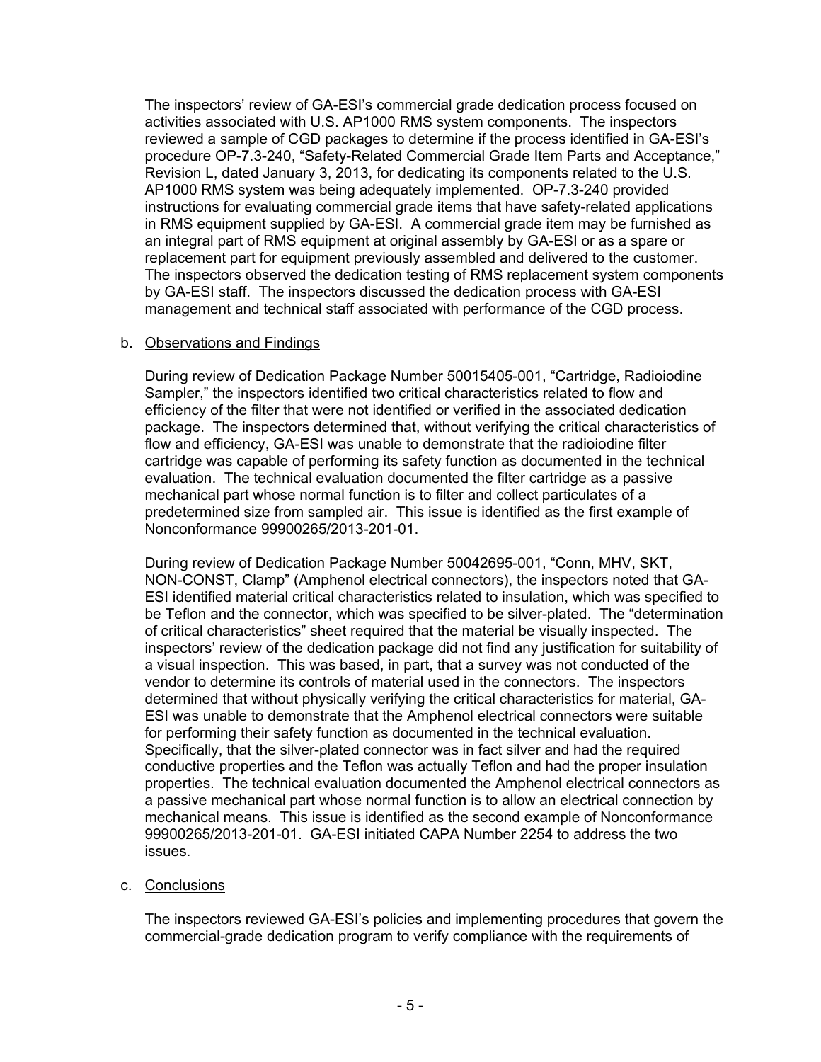The inspectors' review of GA-ESI's commercial grade dedication process focused on activities associated with U.S. AP1000 RMS system components. The inspectors reviewed a sample of CGD packages to determine if the process identified in GA-ESI's procedure OP-7.3-240, "Safety-Related Commercial Grade Item Parts and Acceptance," Revision L, dated January 3, 2013, for dedicating its components related to the U.S. AP1000 RMS system was being adequately implemented. OP-7.3-240 provided instructions for evaluating commercial grade items that have safety-related applications in RMS equipment supplied by GA-ESI. A commercial grade item may be furnished as an integral part of RMS equipment at original assembly by GA-ESI or as a spare or replacement part for equipment previously assembled and delivered to the customer. The inspectors observed the dedication testing of RMS replacement system components by GA-ESI staff. The inspectors discussed the dedication process with GA-ESI management and technical staff associated with performance of the CGD process.

b. Observations and Findings

During review of Dedication Package Number 50015405-001, "Cartridge, Radioiodine Sampler," the inspectors identified two critical characteristics related to flow and efficiency of the filter that were not identified or verified in the associated dedication package. The inspectors determined that, without verifying the critical characteristics of flow and efficiency, GA-ESI was unable to demonstrate that the radioiodine filter cartridge was capable of performing its safety function as documented in the technical evaluation. The technical evaluation documented the filter cartridge as a passive mechanical part whose normal function is to filter and collect particulates of a predetermined size from sampled air. This issue is identified as the first example of Nonconformance 99900265/2013-201-01.

During review of Dedication Package Number 50042695-001, "Conn, MHV, SKT, NON-CONST, Clamp" (Amphenol electrical connectors), the inspectors noted that GA-ESI identified material critical characteristics related to insulation, which was specified to be Teflon and the connector, which was specified to be silver-plated. The "determination of critical characteristics" sheet required that the material be visually inspected. The inspectors' review of the dedication package did not find any justification for suitability of a visual inspection. This was based, in part, that a survey was not conducted of the vendor to determine its controls of material used in the connectors. The inspectors determined that without physically verifying the critical characteristics for material, GA-ESI was unable to demonstrate that the Amphenol electrical connectors were suitable for performing their safety function as documented in the technical evaluation. Specifically, that the silver-plated connector was in fact silver and had the required conductive properties and the Teflon was actually Teflon and had the proper insulation properties. The technical evaluation documented the Amphenol electrical connectors as a passive mechanical part whose normal function is to allow an electrical connection by mechanical means. This issue is identified as the second example of Nonconformance 99900265/2013-201-01. GA-ESI initiated CAPA Number 2254 to address the two issues.

c. Conclusions

The inspectors reviewed GA-ESI's policies and implementing procedures that govern the commercial-grade dedication program to verify compliance with the requirements of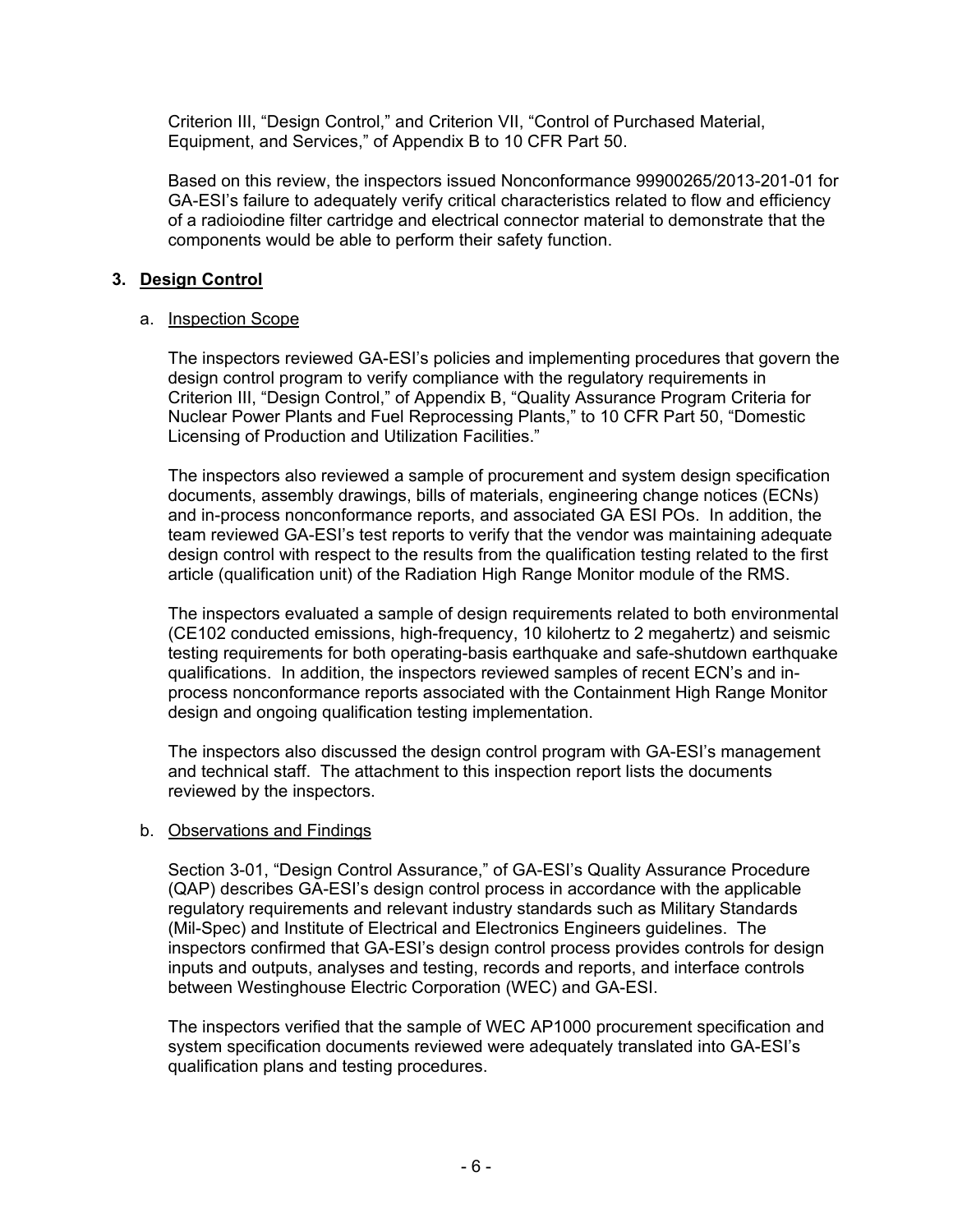Criterion III, "Design Control," and Criterion VII, "Control of Purchased Material, Equipment, and Services," of Appendix B to 10 CFR Part 50.

Based on this review, the inspectors issued Nonconformance 99900265/2013-201-01 for GA-ESI's failure to adequately verify critical characteristics related to flow and efficiency of a radioiodine filter cartridge and electrical connector material to demonstrate that the components would be able to perform their safety function.

## 3. Design Control

### a. Inspection Scope

The inspectors reviewed GA-ESI's policies and implementing procedures that govern the design control program to verify compliance with the regulatory requirements in Criterion III, "Design Control," of Appendix B, "Quality Assurance Program Criteria for Nuclear Power Plants and Fuel Reprocessing Plants," to 10 CFR Part 50, "Domestic Licensing of Production and Utilization Facilities."

The inspectors also reviewed a sample of procurement and system design specification documents, assembly drawings, bills of materials, engineering change notices (ECNs) and in-process nonconformance reports, and associated GA ESI POs. In addition, the team reviewed GA-ESI's test reports to verify that the vendor was maintaining adequate design control with respect to the results from the qualification testing related to the first article (qualification unit) of the Radiation High Range Monitor module of the RMS.

The inspectors evaluated a sample of design requirements related to both environmental (CE102 conducted emissions, high-frequency, 10 kilohertz to 2 megahertz) and seismic testing requirements for both operating-basis earthquake and safe-shutdown earthquake qualifications. In addition, the inspectors reviewed samples of recent ECN's and in-process nonconformance reports associated with the Containment High Range Monitor design and ongoing qualification testing implementation.

The inspectors also discussed the design control program with GA-ESI's management and technical staff. The attachment to this inspection report lists the documents reviewed by the inspectors.

### b. Observations and Findings

Section 3-01, "Design Control Assurance," of GA-ESI's Quality Assurance Procedure (QAP) describes GA-ESI's design control process in accordance with the applicable regulatory requirements and relevant industry standards such as Military Standards (Mil-Spec) and Institute of Electrical and Electronics Engineers guidelines. The inspectors confirmed that GA-ESI's design control process provides controls for design inputs and outputs, analyses and testing, records and reports, and interface controls between Westinghouse Electric Corporation (WEC) and GA-ESI.

The inspectors verified that the sample of WEC AP1000 procurement specification and system specification documents reviewed were adequately translated into GA-ESI's qualification plans and testing procedures.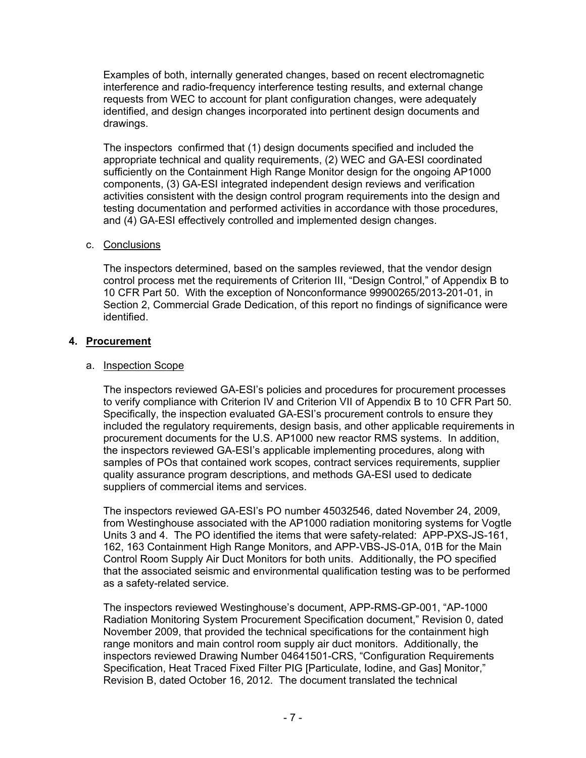Examples of both, internally generated changes, based on recent electromagnetic interference and radio-frequency interference testing results, and external change requests from WEC to account for plant configuration changes, were adequately identified, and design changes incorporated into pertinent design documents and drawings.

The inspectors confirmed that (1) design documents specified and included the appropriate technical and quality requirements, (2) WEC and GA-ESI coordinated sufficiently on the Containment High Range Monitor design for the ongoing AP1000 components, (3) GA-ESI integrated independent design reviews and verification activities consistent with the design control program requirements into the design and testing documentation and performed activities in accordance with those procedures, and (4) GA-ESI effectively controlled and implemented design changes.

c. Conclusions

The inspectors determined, based on the samples reviewed, that the vendor design control process met the requirements of Criterion III, "Design Control," of Appendix B to 10 CFR Part 50. With the exception of Nonconformance 99900265/2013-201-01, in Section 2, Commercial Grade Dedication, of this report no findings of significance were identified.

## 4. Procurement

a. Inspection Scope

The inspectors reviewed GA-ESI's policies and procedures for procurement processes to verify compliance with Criterion IV and Criterion VII of Appendix B to 10 CFR Part 50. Specifically, the inspection evaluated GA-ESI's procurement controls to ensure they included the regulatory requirements, design basis, and other applicable requirements in procurement documents for the U.S. AP1000 new reactor RMS systems. In addition, the inspectors reviewed GA-ESI's applicable implementing procedures, along with samples of POs that contained work scopes, contract services requirements, supplier quality assurance program descriptions, and methods GA-ESI used to dedicate suppliers of commercial items and services.

The inspectors reviewed GA-ESI's PO number 45032546, dated November 24, 2009, from Westinghouse associated with the AP1000 radiation monitoring systems for Vogtle Units 3 and 4. The PO identified the items that were safety-related: APP-PXS-JS-161, 162, 163 Containment High Range Monitors, and APP-VBS-JS-01A, 01B for the Main Control Room Supply Air Duct Monitors for both units. Additionally, the PO specified that the associated seismic and environmental qualification testing was to be performed as a safety-related service.

The inspectors reviewed Westinghouse's document, APP-RMS-GP-001, "AP-1000 Radiation Monitoring System Procurement Specification document," Revision 0, dated November 2009, that provided the technical specifications for the containment high range monitors and main control room supply air duct monitors. Additionally, the inspectors reviewed Drawing Number 04641501-CRS, "Configuration Requirements Specification, Heat Traced Fixed Filter PIG [Particulate, Iodine, and Gas] Monitor," Revision B, dated October 16, 2012. The document translated the technical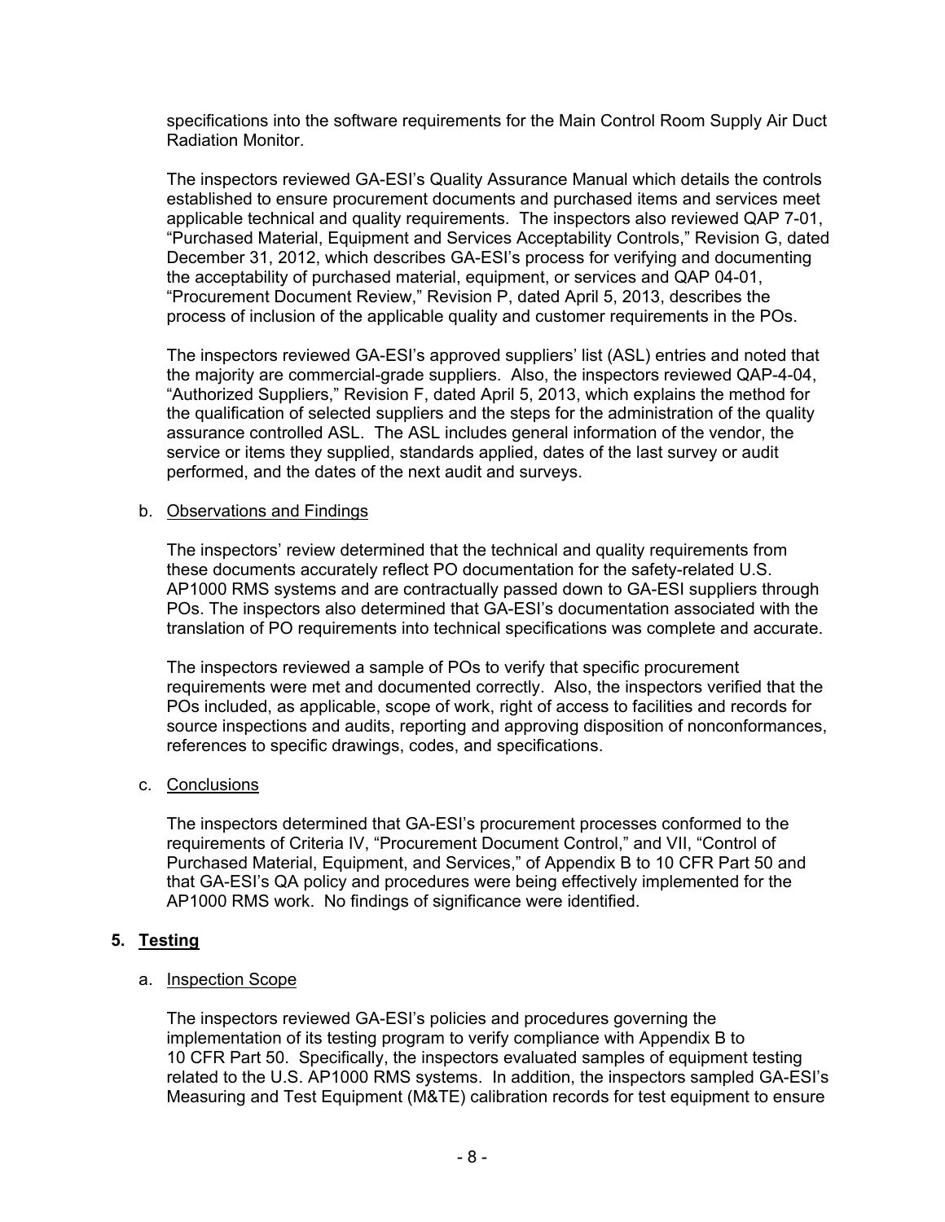specifications into the software requirements for the Main Control Room Supply Air Duct Radiation Monitor.

The inspectors reviewed GA-ESI's Quality Assurance Manual which details the controls established to ensure procurement documents and purchased items and services meet applicable technical and quality requirements. The inspectors also reviewed QAP 7-01, "Purchased Material, Equipment and Services Acceptability Controls," Revision G, dated December 31, 2012, which describes GA-ESI's process for verifying and documenting the acceptability of purchased material, equipment, or services and QAP 04-01, "Procurement Document Review," Revision P, dated April 5, 2013, describes the process of inclusion of the applicable quality and customer requirements in the POs.

The inspectors reviewed GA-ESI's approved suppliers' list (ASL) entries and noted that the majority are commercial-grade suppliers. Also, the inspectors reviewed QAP-4-04, "Authorized Suppliers," Revision F, dated April 5, 2013, which explains the method for the qualification of selected suppliers and the steps for the administration of the quality assurance controlled ASL. The ASL includes general information of the vendor, the service or items they supplied, standards applied, dates of the last survey or audit performed, and the dates of the next audit and surveys.

b. Observations and Findings

The inspectors' review determined that the technical and quality requirements from these documents accurately reflect PO documentation for the safety-related U.S. AP1000 RMS systems and are contractually passed down to GA-ESI suppliers through POs. The inspectors also determined that GA-ESI's documentation associated with the translation of PO requirements into technical specifications was complete and accurate.

The inspectors reviewed a sample of POs to verify that specific procurement requirements were met and documented correctly. Also, the inspectors verified that the POs included, as applicable, scope of work, right of access to facilities and records for source inspections and audits, reporting and approving disposition of nonconformances, references to specific drawings, codes, and specifications.

c. Conclusions

The inspectors determined that GA-ESI's procurement processes conformed to the requirements of Criteria IV, "Procurement Document Control," and VII, "Control of Purchased Material, Equipment, and Services," of Appendix B to 10 CFR Part 50 and that GA-ESI's QA policy and procedures were being effectively implemented for the AP1000 RMS work. No findings of significance were identified.

## 5. Testing

a. Inspection Scope

The inspectors reviewed GA-ESI's policies and procedures governing the implementation of its testing program to verify compliance with Appendix B to 10 CFR Part 50. Specifically, the inspectors evaluated samples of equipment testing related to the U.S. AP1000 RMS systems. In addition, the inspectors sampled GA-ESI's Measuring and Test Equipment (M&TE) calibration records for test equipment to ensure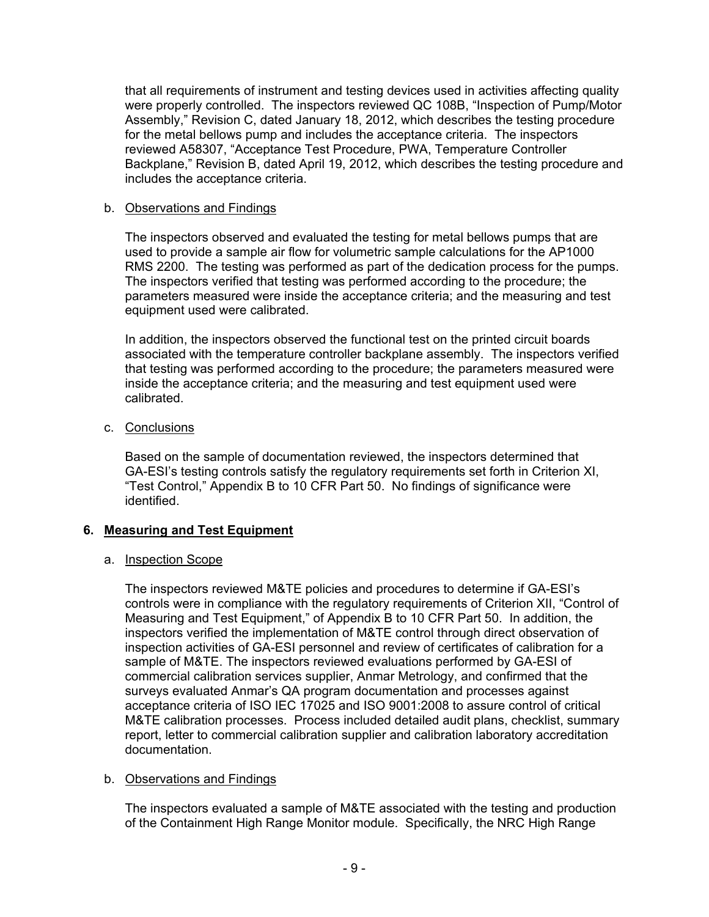that all requirements of instrument and testing devices used in activities affecting quality were properly controlled. The inspectors reviewed QC 108B, "Inspection of Pump/Motor Assembly," Revision C, dated January 18, 2012, which describes the testing procedure for the metal bellows pump and includes the acceptance criteria. The inspectors reviewed A58307, "Acceptance Test Procedure, PWA, Temperature Controller Backplane," Revision B, dated April 19, 2012, which describes the testing procedure and includes the acceptance criteria.

b. Observations and Findings

The inspectors observed and evaluated the testing for metal bellows pumps that are used to provide a sample air flow for volumetric sample calculations for the AP1000 RMS 2200. The testing was performed as part of the dedication process for the pumps. The inspectors verified that testing was performed according to the procedure; the parameters measured were inside the acceptance criteria; and the measuring and test equipment used were calibrated.

In addition, the inspectors observed the functional test on the printed circuit boards associated with the temperature controller backplane assembly. The inspectors verified that testing was performed according to the procedure; the parameters measured were inside the acceptance criteria; and the measuring and test equipment used were calibrated.

c. Conclusions

Based on the sample of documentation reviewed, the inspectors determined that GA-ESI's testing controls satisfy the regulatory requirements set forth in Criterion XI, "Test Control," Appendix B to 10 CFR Part 50. No findings of significance were identified.

## 6. Measuring and Test Equipment

a. Inspection Scope

The inspectors reviewed M&TE policies and procedures to determine if GA-ESI's controls were in compliance with the regulatory requirements of Criterion XII, "Control of Measuring and Test Equipment," of Appendix B to 10 CFR Part 50. In addition, the inspectors verified the implementation of M&TE control through direct observation of inspection activities of GA-ESI personnel and review of certificates of calibration for a sample of M&TE. The inspectors reviewed evaluations performed by GA-ESI of commercial calibration services supplier, Anmar Metrology, and confirmed that the surveys evaluated Anmar's QA program documentation and processes against acceptance criteria of ISO IEC 17025 and ISO 9001:2008 to assure control of critical M&TE calibration processes. Process included detailed audit plans, checklist, summary report, letter to commercial calibration supplier and calibration laboratory accreditation documentation.

b. Observations and Findings

The inspectors evaluated a sample of M&TE associated with the testing and production of the Containment High Range Monitor module. Specifically, the NRC High Range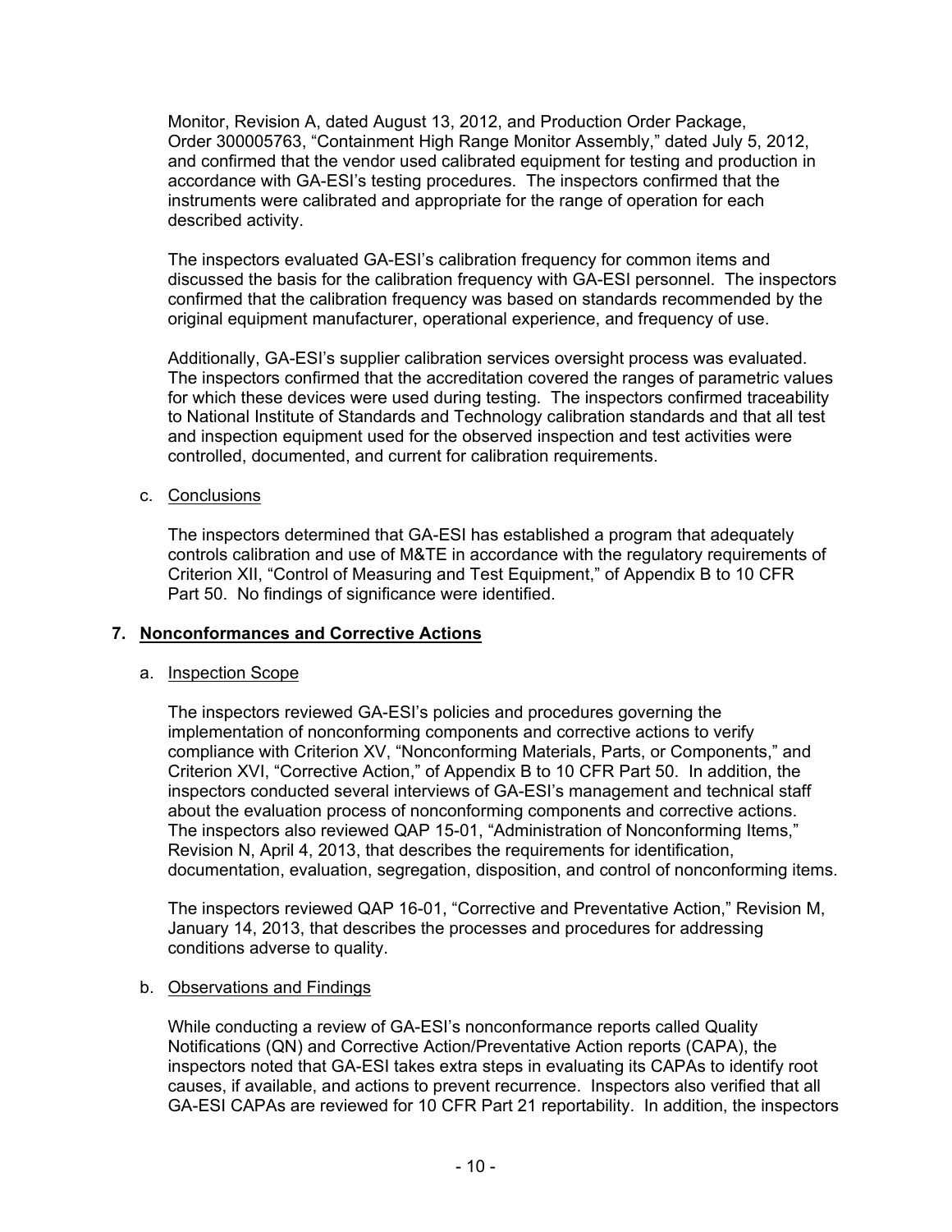Monitor, Revision A, dated August 13, 2012, and Production Order Package, Order 300005763, “Containment High Range Monitor Assembly,” dated July 5, 2012, and confirmed that the vendor used calibrated equipment for testing and production in accordance with GA-ESI’s testing procedures. The inspectors confirmed that the instruments were calibrated and appropriate for the range of operation for each described activity.

The inspectors evaluated GA-ESI’s calibration frequency for common items and discussed the basis for the calibration frequency with GA-ESI personnel. The inspectors confirmed that the calibration frequency was based on standards recommended by the original equipment manufacturer, operational experience, and frequency of use.

Additionally, GA-ESI’s supplier calibration services oversight process was evaluated. The inspectors confirmed that the accreditation covered the ranges of parametric values for which these devices were used during testing. The inspectors confirmed traceability to National Institute of Standards and Technology calibration standards and that all test and inspection equipment used for the observed inspection and test activities were controlled, documented, and current for calibration requirements.

c. Conclusions

The inspectors determined that GA-ESI has established a program that adequately controls calibration and use of M&TE in accordance with the regulatory requirements of Criterion XII, “Control of Measuring and Test Equipment,” of Appendix B to 10 CFR Part 50. No findings of significance were identified.

## 7. Nonconformances and Corrective Actions

a. Inspection Scope

The inspectors reviewed GA-ESI’s policies and procedures governing the implementation of nonconforming components and corrective actions to verify compliance with Criterion XV, “Nonconforming Materials, Parts, or Components,” and Criterion XVI, “Corrective Action,” of Appendix B to 10 CFR Part 50. In addition, the inspectors conducted several interviews of GA-ESI’s management and technical staff about the evaluation process of nonconforming components and corrective actions. The inspectors also reviewed QAP 15-01, “Administration of Nonconforming Items,” Revision N, April 4, 2013, that describes the requirements for identification, documentation, evaluation, segregation, disposition, and control of nonconforming items.

The inspectors reviewed QAP 16-01, “Corrective and Preventative Action,” Revision M, January 14, 2013, that describes the processes and procedures for addressing conditions adverse to quality.

b. Observations and Findings

While conducting a review of GA-ESI’s nonconformance reports called Quality Notifications (QN) and Corrective Action/Preventative Action reports (CAPA), the inspectors noted that GA-ESI takes extra steps in evaluating its CAPAs to identify root causes, if available, and actions to prevent recurrence. Inspectors also verified that all GA-ESI CAPAs are reviewed for 10 CFR Part 21 reportability. In addition, the inspectors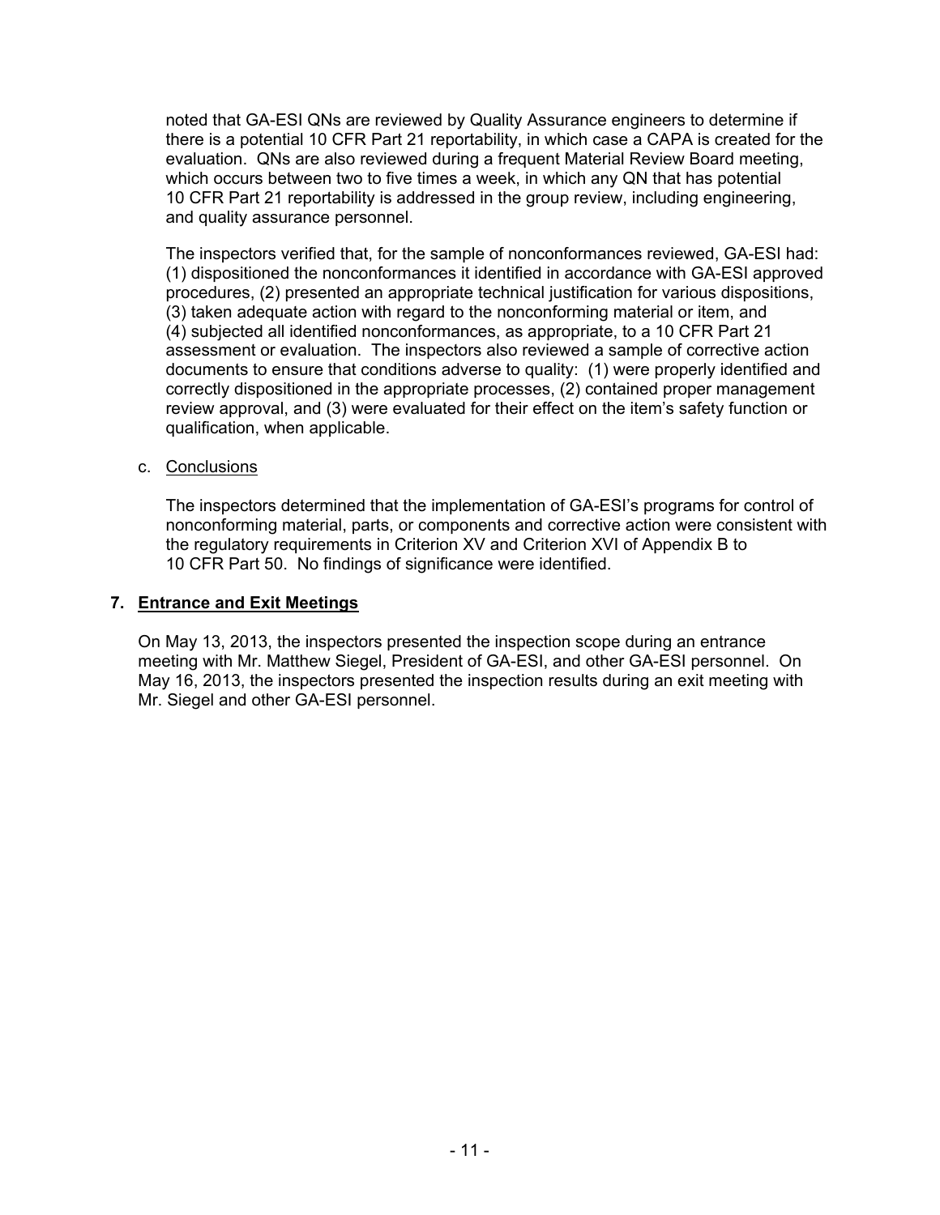noted that GA-ESI QNs are reviewed by Quality Assurance engineers to determine if there is a potential 10 CFR Part 21 reportability, in which case a CAPA is created for the evaluation. QNs are also reviewed during a frequent Material Review Board meeting, which occurs between two to five times a week, in which any QN that has potential 10 CFR Part 21 reportability is addressed in the group review, including engineering, and quality assurance personnel.

The inspectors verified that, for the sample of nonconformances reviewed, GA-ESI had: (1) dispositioned the nonconformances it identified in accordance with GA-ESI approved procedures, (2) presented an appropriate technical justification for various dispositions, (3) taken adequate action with regard to the nonconforming material or item, and (4) subjected all identified nonconformances, as appropriate, to a 10 CFR Part 21 assessment or evaluation. The inspectors also reviewed a sample of corrective action documents to ensure that conditions adverse to quality: (1) were properly identified and correctly dispositioned in the appropriate processes, (2) contained proper management review approval, and (3) were evaluated for their effect on the item's safety function or qualification, when applicable.

c. Conclusions

The inspectors determined that the implementation of GA-ESI's programs for control of nonconforming material, parts, or components and corrective action were consistent with the regulatory requirements in Criterion XV and Criterion XVI of Appendix B to 10 CFR Part 50. No findings of significance were identified.

## 7. Entrance and Exit Meetings

On May 13, 2013, the inspectors presented the inspection scope during an entrance meeting with Mr. Matthew Siegel, President of GA-ESI, and other GA-ESI personnel. On May 16, 2013, the inspectors presented the inspection results during an exit meeting with Mr. Siegel and other GA-ESI personnel.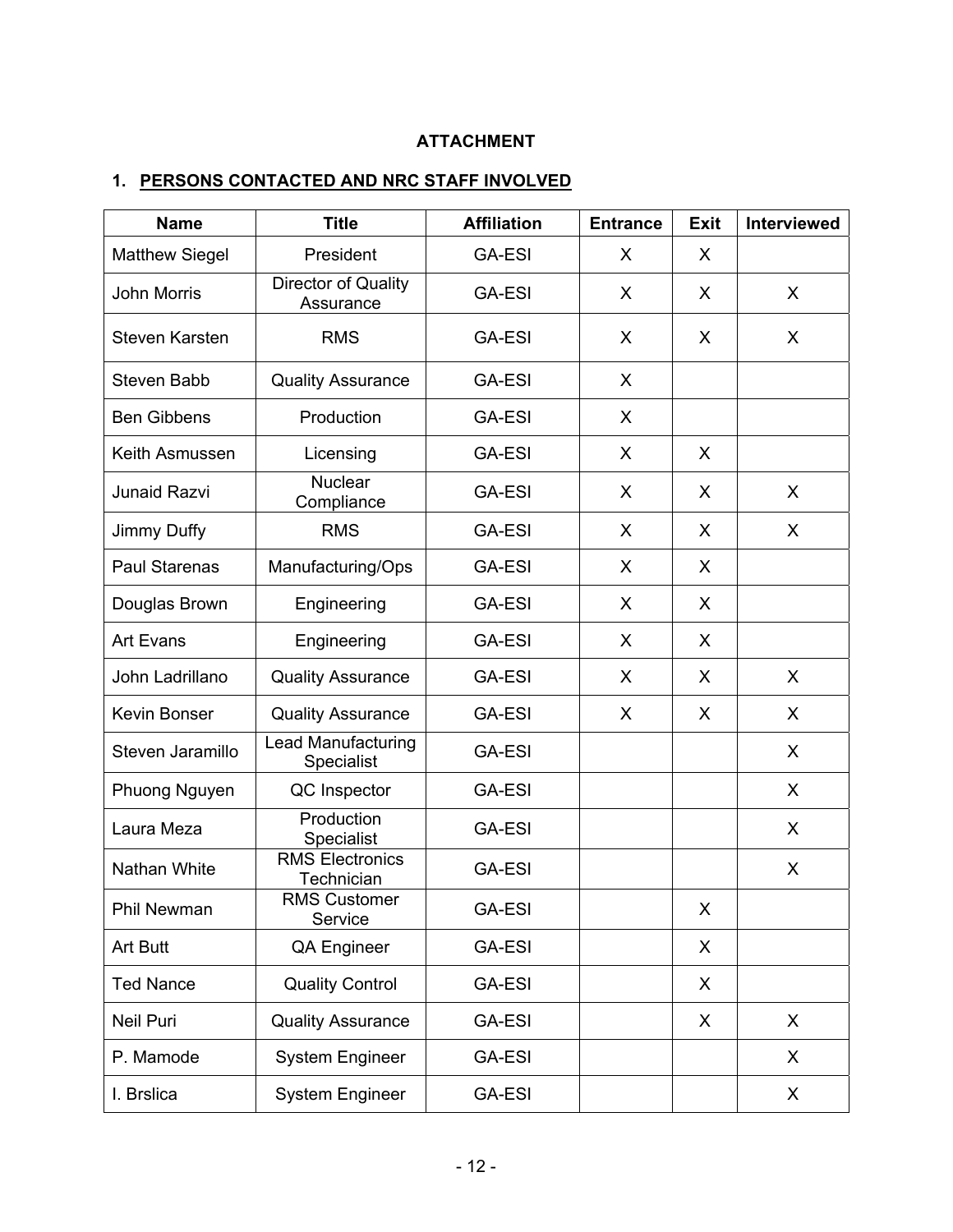**ATTACHMENT**

## 1. PERSONS CONTACTED AND NRC STAFF INVOLVED

| Name | Title | Affiliation | Entrance | Exit | Interviewed |
|---|---|---|---|---|---|
| Matthew Siegel | President | GA-ESI | X | X | |
| John Morris | Director of Quality Assurance | GA-ESI | X | X | X |
| Steven Karsten | RMS | GA-ESI | X | X | X |
| Steven Babb | Quality Assurance | GA-ESI | X | | |
| Ben Gibbens | Production | GA-ESI | X | | |
| Keith Asmussen | Licensing | GA-ESI | X | X | |
| Junaid Razvi | Nuclear Compliance | GA-ESI | X | X | X |
| Jimmy Duffy | RMS | GA-ESI | X | X | X |
| Paul Starenas | Manufacturing/Ops | GA-ESI | X | X | |
| Douglas Brown | Engineering | GA-ESI | X | X | |
| Art Evans | Engineering | GA-ESI | X | X | |
| John Ladrillano | Quality Assurance | GA-ESI | X | X | X |
| Kevin Bonser | Quality Assurance | GA-ESI | X | X | X |
| Steven Jaramillo | Lead Manufacturing Specialist | GA-ESI | | | X |
| Phuong Nguyen | QC Inspector | GA-ESI | | | X |
| Laura Meza | Production Specialist | GA-ESI | | | X |
| Nathan White | RMS Electronics Technician | GA-ESI | | | X |
| Phil Newman | RMS Customer Service | GA-ESI | | X | |
| Art Butt | QA Engineer | GA-ESI | | X | |
| Ted Nance | Quality Control | GA-ESI | | X | |
| Neil Puri | Quality Assurance | GA-ESI | | X | X |
| P. Mamode | System Engineer | GA-ESI | | | X |
| I. Brslica | System Engineer | GA-ESI | | | X |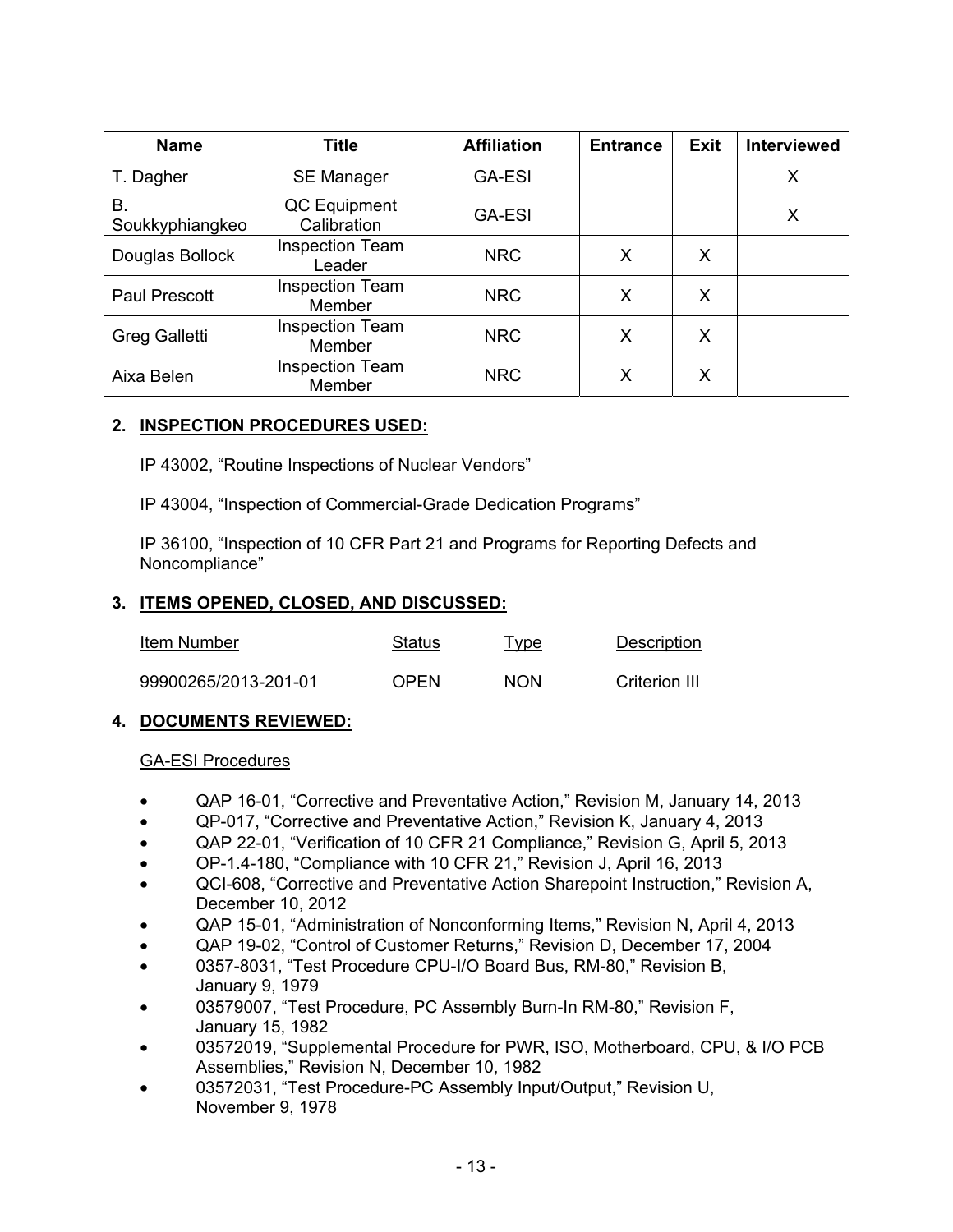| Name | Title | Affiliation | Entrance | Exit | Interviewed |
|---|---|---|---|---|---|
| T. Dagher | SE Manager | GA-ESI | | | X |
| B. Soukkyphiangkeo | QC Equipment Calibration | GA-ESI | | | X |
| Douglas Bollock | Inspection Team Leader | NRC | X | X | |
| Paul Prescott | Inspection Team Member | NRC | X | X | |
| Greg Galletti | Inspection Team Member | NRC | X | X | |
| Aixa Belen | Inspection Team Member | NRC | X | X | |

## 2. INSPECTION PROCEDURES USED:

IP 43002, "Routine Inspections of Nuclear Vendors"

IP 43004, "Inspection of Commercial-Grade Dedication Programs"

IP 36100, "Inspection of 10 CFR Part 21 and Programs for Reporting Defects and Noncompliance"

## 3. ITEMS OPENED, CLOSED, AND DISCUSSED:

| Item Number | Status | Type | Description |
|---|---|---|---|
| 99900265/2013-201-01 | OPEN | NON | Criterion III |

## 4. DOCUMENTS REVIEWED:

GA-ESI Procedures

- QAP 16-01, "Corrective and Preventative Action," Revision M, January 14, 2013
- QP-017, "Corrective and Preventative Action," Revision K, January 4, 2013
- QAP 22-01, "Verification of 10 CFR 21 Compliance," Revision G, April 5, 2013
- OP-1.4-180, "Compliance with 10 CFR 21," Revision J, April 16, 2013
- QCI-608, "Corrective and Preventative Action Sharepoint Instruction," Revision A, December 10, 2012
- QAP 15-01, "Administration of Nonconforming Items," Revision N, April 4, 2013
- QAP 19-02, "Control of Customer Returns," Revision D, December 17, 2004
- 0357-8031, "Test Procedure CPU-I/O Board Bus, RM-80," Revision B, January 9, 1979
- 03579007, "Test Procedure, PC Assembly Burn-In RM-80," Revision F, January 15, 1982
- 03572019, "Supplemental Procedure for PWR, ISO, Motherboard, CPU, & I/O PCB Assemblies," Revision N, December 10, 1982
- 03572031, "Test Procedure-PC Assembly Input/Output," Revision U, November 9, 1978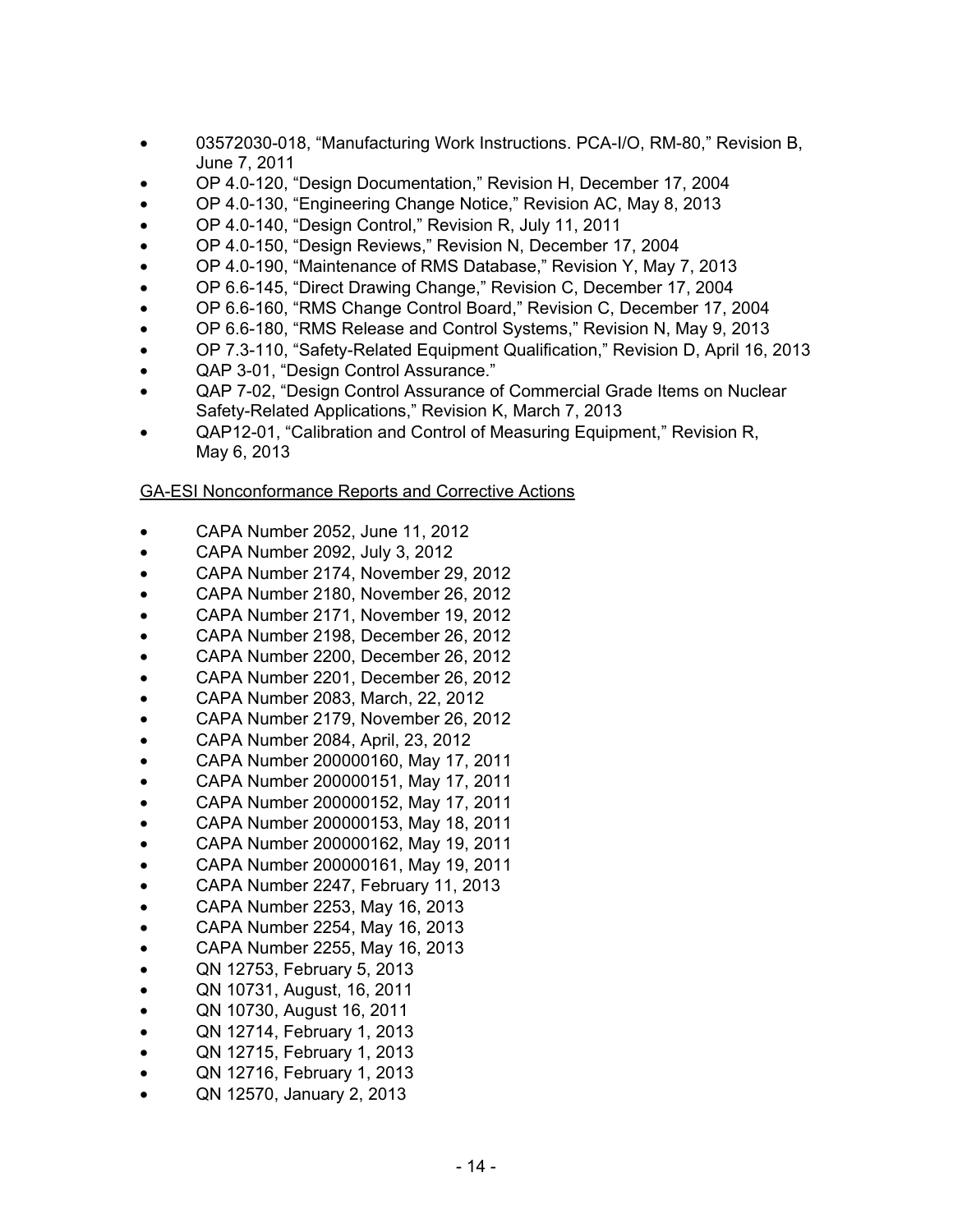- 03572030-018, “Manufacturing Work Instructions. PCA-I/O, RM-80,” Revision B, June 7, 2011
- OP 4.0-120, “Design Documentation,” Revision H, December 17, 2004
- OP 4.0-130, “Engineering Change Notice,” Revision AC, May 8, 2013
- OP 4.0-140, “Design Control,” Revision R, July 11, 2011
- OP 4.0-150, “Design Reviews,” Revision N, December 17, 2004
- OP 4.0-190, “Maintenance of RMS Database,” Revision Y, May 7, 2013
- OP 6.6-145, “Direct Drawing Change,” Revision C, December 17, 2004
- OP 6.6-160, “RMS Change Control Board,” Revision C, December 17, 2004
- OP 6.6-180, “RMS Release and Control Systems,” Revision N, May 9, 2013
- OP 7.3-110, “Safety-Related Equipment Qualification,” Revision D, April 16, 2013
- QAP 3-01, “Design Control Assurance.”
- QAP 7-02, “Design Control Assurance of Commercial Grade Items on Nuclear Safety-Related Applications,” Revision K, March 7, 2013
- QAP12-01, “Calibration and Control of Measuring Equipment,” Revision R, May 6, 2013

GA-ESI Nonconformance Reports and Corrective Actions

- CAPA Number 2052, June 11, 2012
- CAPA Number 2092, July 3, 2012
- CAPA Number 2174, November 29, 2012
- CAPA Number 2180, November 26, 2012
- CAPA Number 2171, November 19, 2012
- CAPA Number 2198, December 26, 2012
- CAPA Number 2200, December 26, 2012
- CAPA Number 2201, December 26, 2012
- CAPA Number 2083, March, 22, 2012
- CAPA Number 2179, November 26, 2012
- CAPA Number 2084, April, 23, 2012
- CAPA Number 200000160, May 17, 2011
- CAPA Number 200000151, May 17, 2011
- CAPA Number 200000152, May 17, 2011
- CAPA Number 200000153, May 18, 2011
- CAPA Number 200000162, May 19, 2011
- CAPA Number 200000161, May 19, 2011
- CAPA Number 2247, February 11, 2013
- CAPA Number 2253, May 16, 2013
- CAPA Number 2254, May 16, 2013
- CAPA Number 2255, May 16, 2013
- QN 12753, February 5, 2013
- QN 10731, August, 16, 2011
- QN 10730, August 16, 2011
- QN 12714, February 1, 2013
- QN 12715, February 1, 2013
- QN 12716, February 1, 2013
- QN 12570, January 2, 2013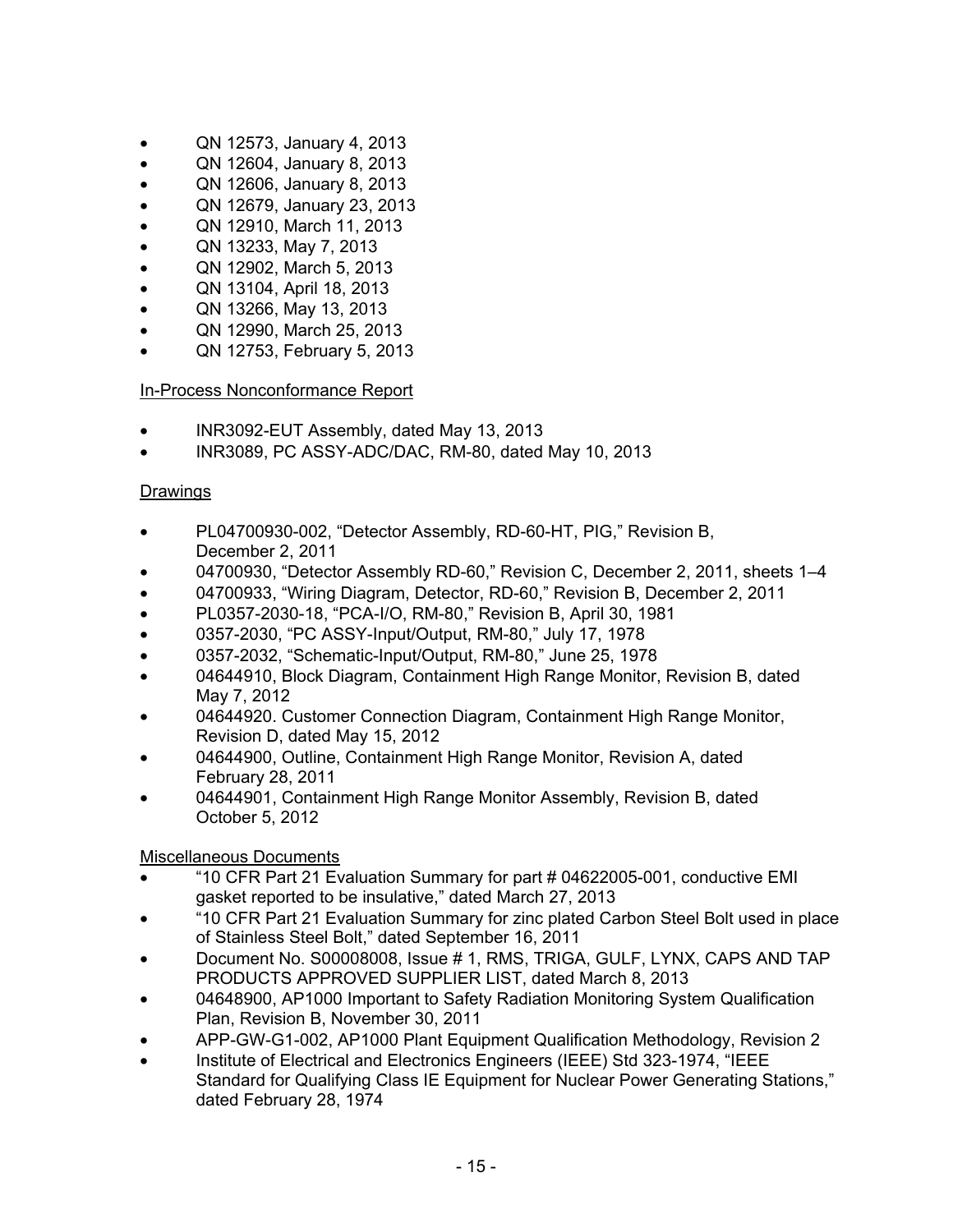- QN 12573, January 4, 2013
- QN 12604, January 8, 2013
- QN 12606, January 8, 2013
- QN 12679, January 23, 2013
- QN 12910, March 11, 2013
- QN 13233, May 7, 2013
- QN 12902, March 5, 2013
- QN 13104, April 18, 2013
- QN 13266, May 13, 2013
- QN 12990, March 25, 2013
- QN 12753, February 5, 2013

In-Process Nonconformance Report

- INR3092-EUT Assembly, dated May 13, 2013
- INR3089, PC ASSY-ADC/DAC, RM-80, dated May 10, 2013

Drawings

- PL04700930-002, "Detector Assembly, RD-60-HT, PIG," Revision B, December 2, 2011
- 04700930, "Detector Assembly RD-60," Revision C, December 2, 2011, sheets 1–4
- 04700933, "Wiring Diagram, Detector, RD-60," Revision B, December 2, 2011
- PL0357-2030-18, "PCA-I/O, RM-80," Revision B, April 30, 1981
- 0357-2030, "PC ASSY-Input/Output, RM-80," July 17, 1978
- 0357-2032, "Schematic-Input/Output, RM-80," June 25, 1978
- 04644910, Block Diagram, Containment High Range Monitor, Revision B, dated May 7, 2012
- 04644920. Customer Connection Diagram, Containment High Range Monitor, Revision D, dated May 15, 2012
- 04644900, Outline, Containment High Range Monitor, Revision A, dated February 28, 2011
- 04644901, Containment High Range Monitor Assembly, Revision B, dated October 5, 2012

Miscellaneous Documents

- "10 CFR Part 21 Evaluation Summary for part # 04622005-001, conductive EMI gasket reported to be insulative," dated March 27, 2013
- "10 CFR Part 21 Evaluation Summary for zinc plated Carbon Steel Bolt used in place of Stainless Steel Bolt," dated September 16, 2011
- Document No. S00008008, Issue # 1, RMS, TRIGA, GULF, LYNX, CAPS AND TAP PRODUCTS APPROVED SUPPLIER LIST, dated March 8, 2013
- 04648900, AP1000 Important to Safety Radiation Monitoring System Qualification Plan, Revision B, November 30, 2011
- APP-GW-G1-002, AP1000 Plant Equipment Qualification Methodology, Revision 2
- Institute of Electrical and Electronics Engineers (IEEE) Std 323-1974, "IEEE Standard for Qualifying Class IE Equipment for Nuclear Power Generating Stations," dated February 28, 1974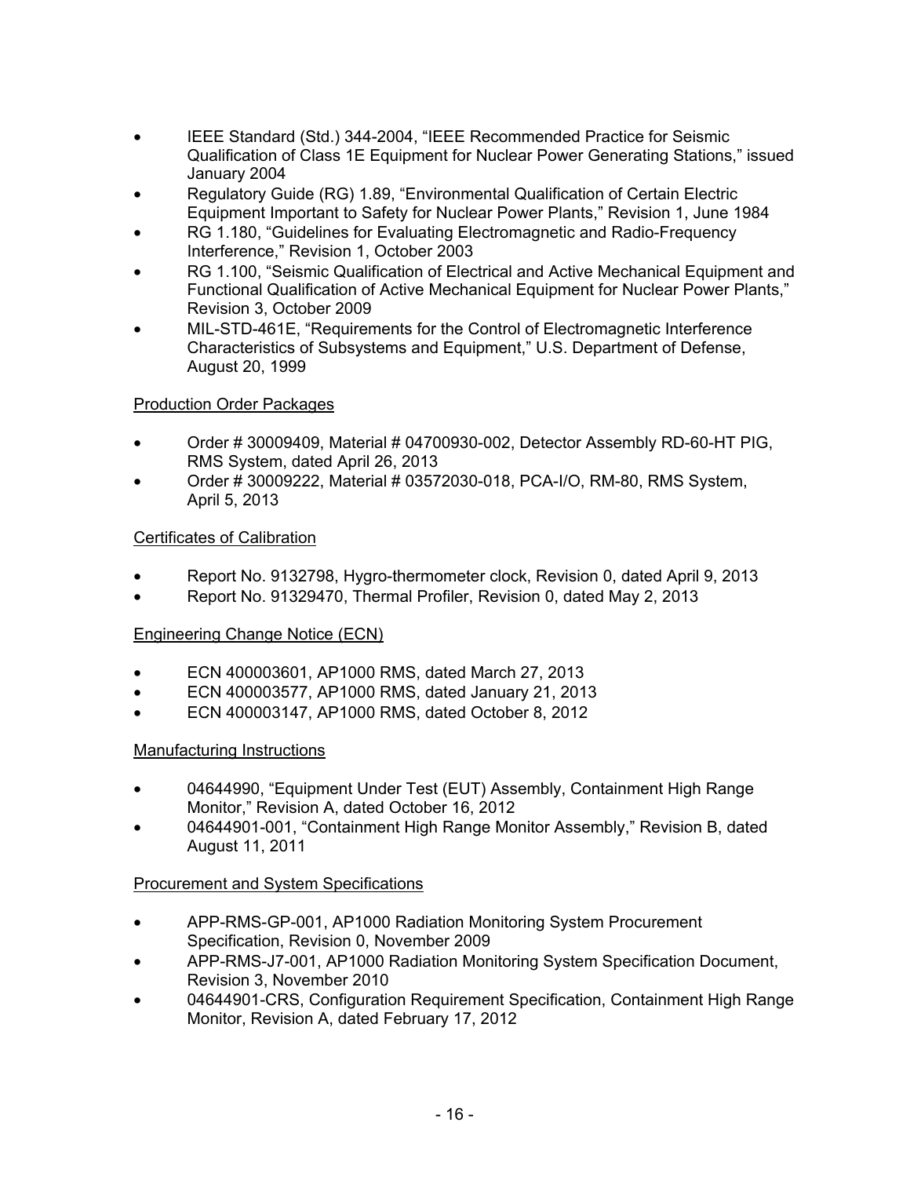- IEEE Standard (Std.) 344-2004, "IEEE Recommended Practice for Seismic Qualification of Class 1E Equipment for Nuclear Power Generating Stations," issued January 2004
- Regulatory Guide (RG) 1.89, "Environmental Qualification of Certain Electric Equipment Important to Safety for Nuclear Power Plants," Revision 1, June 1984
- RG 1.180, "Guidelines for Evaluating Electromagnetic and Radio-Frequency Interference," Revision 1, October 2003
- RG 1.100, "Seismic Qualification of Electrical and Active Mechanical Equipment and Functional Qualification of Active Mechanical Equipment for Nuclear Power Plants," Revision 3, October 2009
- MIL-STD-461E, "Requirements for the Control of Electromagnetic Interference Characteristics of Subsystems and Equipment," U.S. Department of Defense, August 20, 1999

Production Order Packages

- Order # 30009409, Material # 04700930-002, Detector Assembly RD-60-HT PIG, RMS System, dated April 26, 2013
- Order # 30009222, Material # 03572030-018, PCA-I/O, RM-80, RMS System, April 5, 2013

Certificates of Calibration

- Report No. 9132798, Hygro-thermometer clock, Revision 0, dated April 9, 2013
- Report No. 91329470, Thermal Profiler, Revision 0, dated May 2, 2013

Engineering Change Notice (ECN)

- ECN 400003601, AP1000 RMS, dated March 27, 2013
- ECN 400003577, AP1000 RMS, dated January 21, 2013
- ECN 400003147, AP1000 RMS, dated October 8, 2012

Manufacturing Instructions

- 04644990, "Equipment Under Test (EUT) Assembly, Containment High Range Monitor," Revision A, dated October 16, 2012
- 04644901-001, "Containment High Range Monitor Assembly," Revision B, dated August 11, 2011

Procurement and System Specifications

- APP-RMS-GP-001, AP1000 Radiation Monitoring System Procurement Specification, Revision 0, November 2009
- APP-RMS-J7-001, AP1000 Radiation Monitoring System Specification Document, Revision 3, November 2010
- 04644901-CRS, Configuration Requirement Specification, Containment High Range Monitor, Revision A, dated February 17, 2012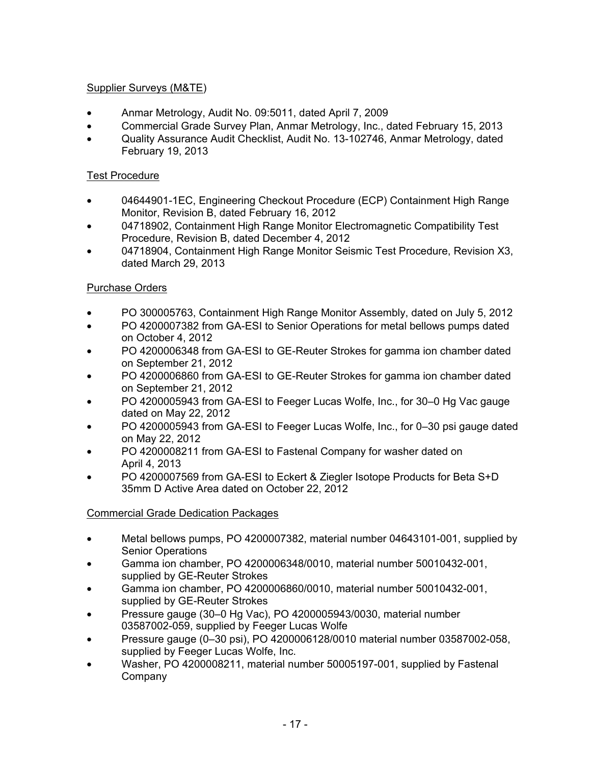Supplier Surveys (M&TE)

- Anmar Metrology, Audit No. 09:5011, dated April 7, 2009
- Commercial Grade Survey Plan, Anmar Metrology, Inc., dated February 15, 2013
- Quality Assurance Audit Checklist, Audit No. 13-102746, Anmar Metrology, dated February 19, 2013

Test Procedure

- 04644901-1EC, Engineering Checkout Procedure (ECP) Containment High Range Monitor, Revision B, dated February 16, 2012
- 04718902, Containment High Range Monitor Electromagnetic Compatibility Test Procedure, Revision B, dated December 4, 2012
- 04718904, Containment High Range Monitor Seismic Test Procedure, Revision X3, dated March 29, 2013

Purchase Orders

- PO 300005763, Containment High Range Monitor Assembly, dated on July 5, 2012
- PO 4200007382 from GA-ESI to Senior Operations for metal bellows pumps dated on October 4, 2012
- PO 4200006348 from GA-ESI to GE-Reuter Strokes for gamma ion chamber dated on September 21, 2012
- PO 4200006860 from GA-ESI to GE-Reuter Strokes for gamma ion chamber dated on September 21, 2012
- PO 4200005943 from GA-ESI to Feeger Lucas Wolfe, Inc., for 30–0 Hg Vac gauge dated on May 22, 2012
- PO 4200005943 from GA-ESI to Feeger Lucas Wolfe, Inc., for 0–30 psi gauge dated on May 22, 2012
- PO 4200008211 from GA-ESI to Fastenal Company for washer dated on April 4, 2013
- PO 4200007569 from GA-ESI to Eckert & Ziegler Isotope Products for Beta S+D 35mm D Active Area dated on October 22, 2012

Commercial Grade Dedication Packages

- Metal bellows pumps, PO 4200007382, material number 04643101-001, supplied by Senior Operations
- Gamma ion chamber, PO 4200006348/0010, material number 50010432-001, supplied by GE-Reuter Strokes
- Gamma ion chamber, PO 4200006860/0010, material number 50010432-001, supplied by GE-Reuter Strokes
- Pressure gauge (30–0 Hg Vac), PO 4200005943/0030, material number 03587002-059, supplied by Feeger Lucas Wolfe
- Pressure gauge (0–30 psi), PO 4200006128/0010 material number 03587002-058, supplied by Feeger Lucas Wolfe, Inc.
- Washer, PO 4200008211, material number 50005197-001, supplied by Fastenal Company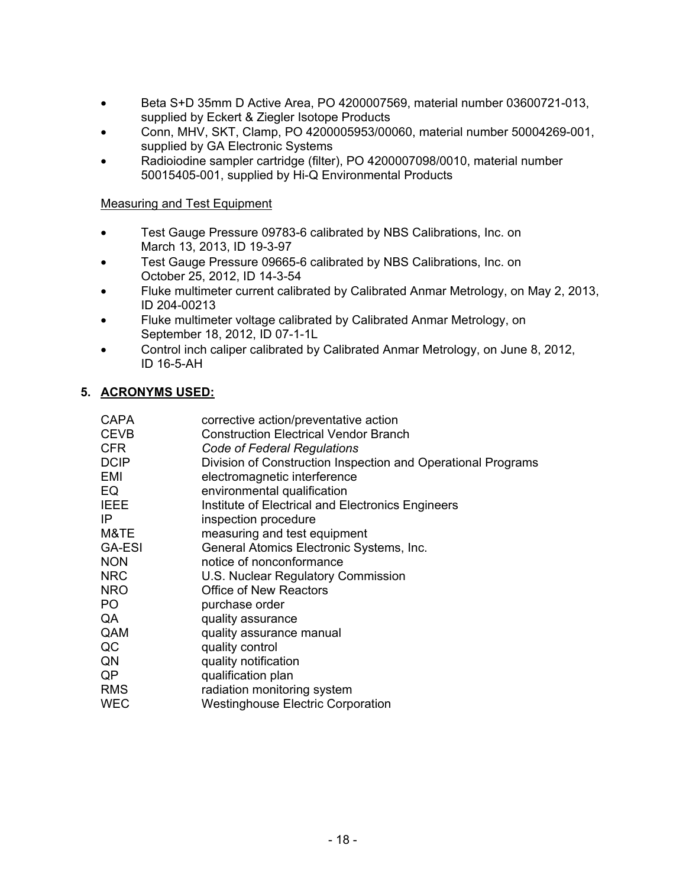- Beta S+D 35mm D Active Area, PO 4200007569, material number 03600721-013, supplied by Eckert & Ziegler Isotope Products
- Conn, MHV, SKT, Clamp, PO 4200005953/00060, material number 50004269-001, supplied by GA Electronic Systems
- Radioiodine sampler cartridge (filter), PO 4200007098/0010, material number 50015405-001, supplied by Hi-Q Environmental Products

Measuring and Test Equipment

- Test Gauge Pressure 09783-6 calibrated by NBS Calibrations, Inc. on March 13, 2013, ID 19-3-97
- Test Gauge Pressure 09665-6 calibrated by NBS Calibrations, Inc. on October 25, 2012, ID 14-3-54
- Fluke multimeter current calibrated by Calibrated Anmar Metrology, on May 2, 2013, ID 204-00213
- Fluke multimeter voltage calibrated by Calibrated Anmar Metrology, on September 18, 2012, ID 07-1-1L
- Control inch caliper calibrated by Calibrated Anmar Metrology, on June 8, 2012, ID 16-5-AH

## 5. ACRONYMS USED:

| | |
|---|---|
| CAPA | corrective action/preventative action |
| CEVB | Construction Electrical Vendor Branch |
| CFR | *Code of Federal Regulations* |
| DCIP | Division of Construction Inspection and Operational Programs |
| EMI | electromagnetic interference |
| EQ | environmental qualification |
| IEEE | Institute of Electrical and Electronics Engineers |
| IP | inspection procedure |
| M&TE | measuring and test equipment |
| GA-ESI | General Atomics Electronic Systems, Inc. |
| NON | notice of nonconformance |
| NRC | U.S. Nuclear Regulatory Commission |
| NRO | Office of New Reactors |
| PO | purchase order |
| QA | quality assurance |
| QAM | quality assurance manual |
| QC | quality control |
| QN | quality notification |
| QP | qualification plan |
| RMS | radiation monitoring system |
| WEC | Westinghouse Electric Corporation |